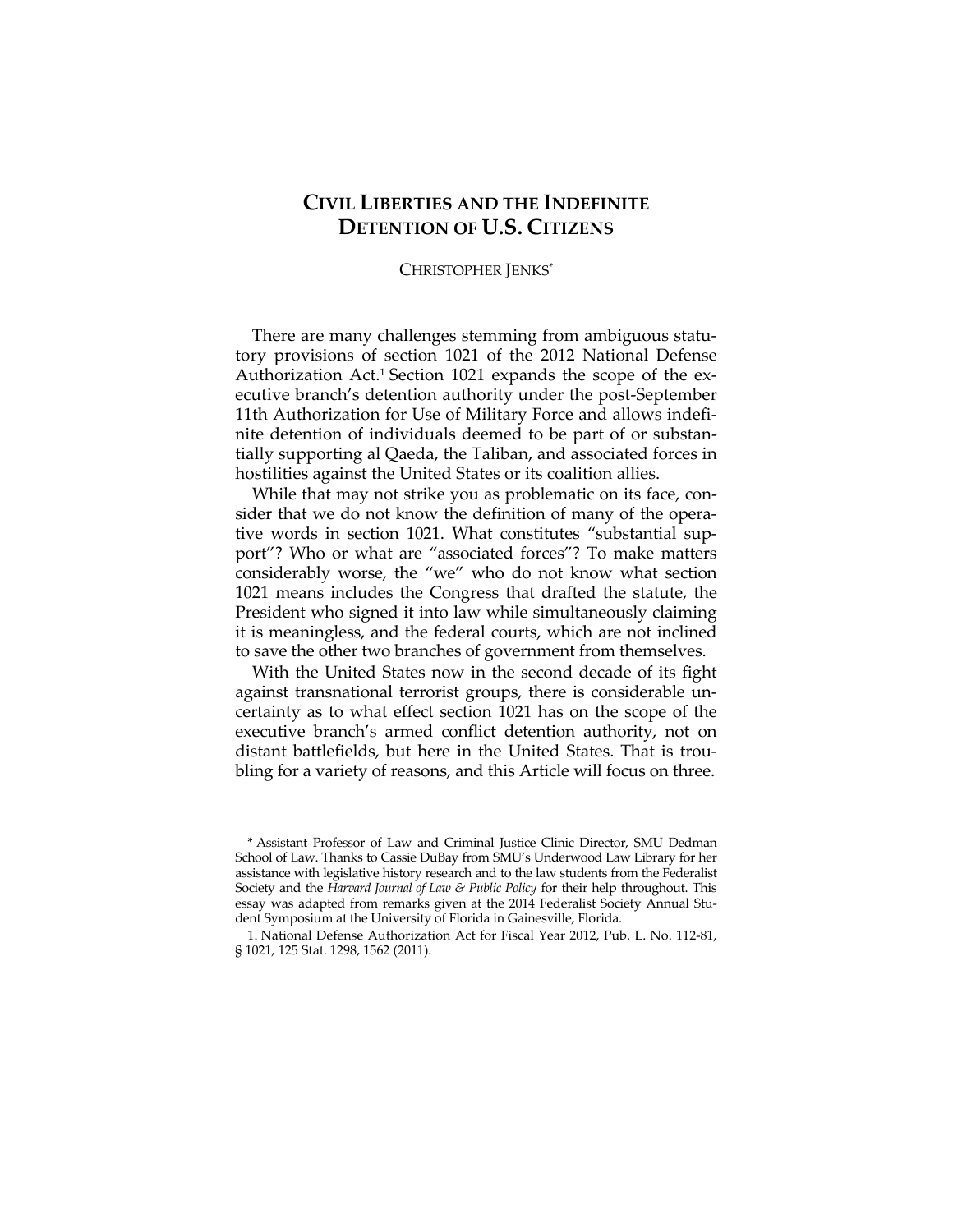# Civil Liberties and the Indefinite Detention of U.S. Citizens

CHRISTOPHER JENKS*

There are many challenges stemming from ambiguous statutory provisions of section 1021 of the 2012 National Defense Authorization Act.[1] Section 1021 expands the scope of the executive branch's detention authority under the post-September 11th Authorization for Use of Military Force and allows indefinite detention of individuals deemed to be part of or substantially supporting al Qaeda, the Taliban, and associated forces in hostilities against the United States or its coalition allies.

While that may not strike you as problematic on its face, consider that we do not know the definition of many of the operative words in section 1021. What constitutes "substantial support"? Who or what are "associated forces"? To make matters considerably worse, the "we" who do not know what section 1021 means includes the Congress that drafted the statute, the President who signed it into law while simultaneously claiming it is meaningless, and the federal courts, which are not inclined to save the other two branches of government from themselves.

With the United States now in the second decade of its fight against transnational terrorist groups, there is considerable uncertainty as to what effect section 1021 has on the scope of the executive branch's armed conflict detention authority, not on distant battlefields, but here in the United States. That is troubling for a variety of reasons, and this Article will focus on three.

---

\* Assistant Professor of Law and Criminal Justice Clinic Director, SMU Dedman School of Law. Thanks to Cassie DuBay from SMU's Underwood Law Library for her assistance with legislative history research and to the law students from the Federalist Society and the *Harvard Journal of Law & Public Policy* for their help throughout. This essay was adapted from remarks given at the 2014 Federalist Society Annual Student Symposium at the University of Florida in Gainesville, Florida.

1. National Defense Authorization Act for Fiscal Year 2012, Pub. L. No. 112-81, § 1021, 125 Stat. 1298, 1562 (2011).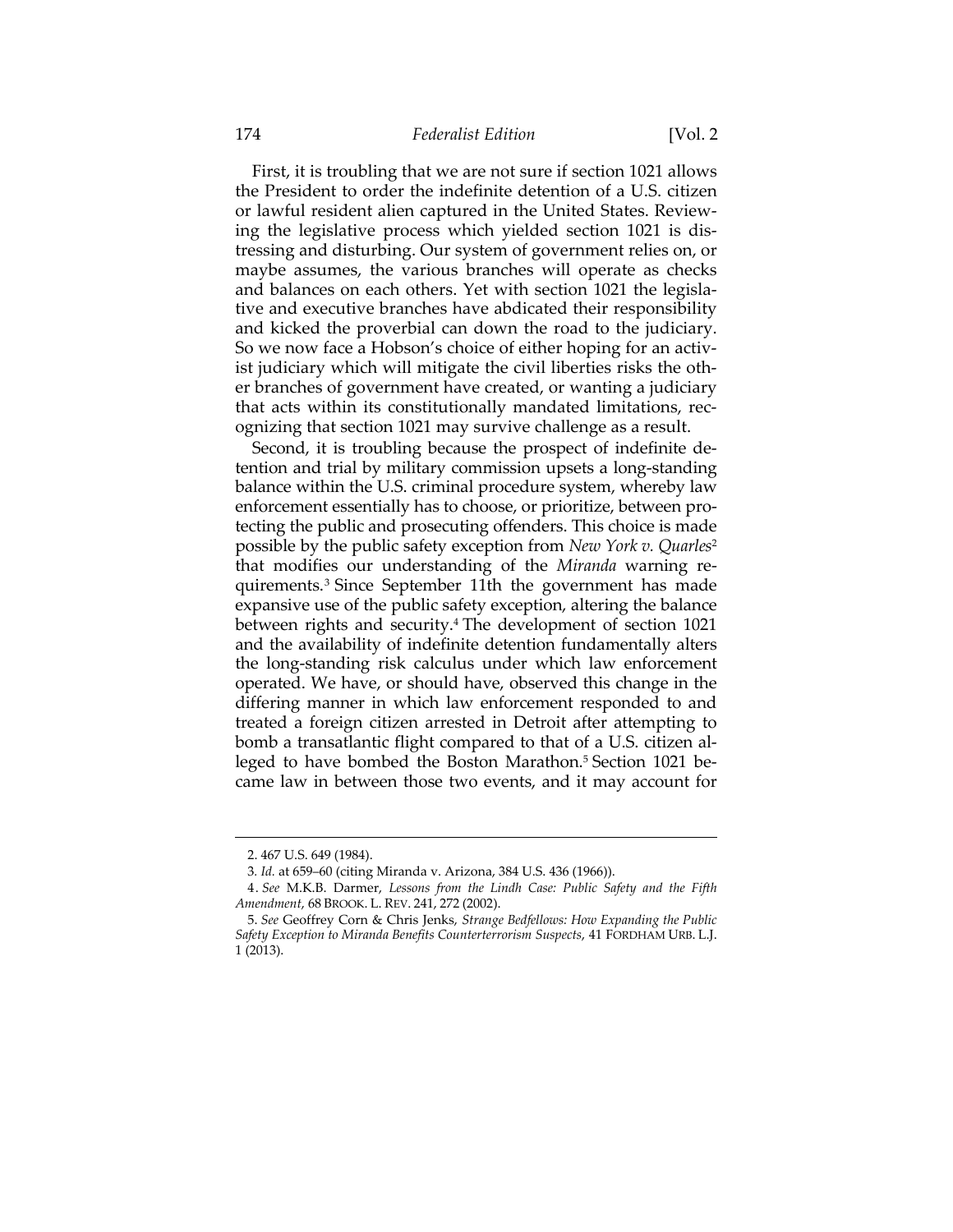First, it is troubling that we are not sure if section 1021 allows the President to order the indefinite detention of a U.S. citizen or lawful resident alien captured in the United States. Reviewing the legislative process which yielded section 1021 is distressing and disturbing. Our system of government relies on, or maybe assumes, the various branches will operate as checks and balances on each others. Yet with section 1021 the legislative and executive branches have abdicated their responsibility and kicked the proverbial can down the road to the judiciary. So we now face a Hobson's choice of either hoping for an activist judiciary which will mitigate the civil liberties risks the other branches of government have created, or wanting a judiciary that acts within its constitutionally mandated limitations, recognizing that section 1021 may survive challenge as a result.

Second, it is troubling because the prospect of indefinite detention and trial by military commission upsets a long-standing balance within the U.S. criminal procedure system, whereby law enforcement essentially has to choose, or prioritize, between protecting the public and prosecuting offenders. This choice is made possible by the public safety exception from *New York v. Quarles*[2] that modifies our understanding of the *Miranda* warning requirements.[3] Since September 11th the government has made expansive use of the public safety exception, altering the balance between rights and security.[4] The development of section 1021 and the availability of indefinite detention fundamentally alters the long-standing risk calculus under which law enforcement operated. We have, or should have, observed this change in the differing manner in which law enforcement responded to and treated a foreign citizen arrested in Detroit after attempting to bomb a transatlantic flight compared to that of a U.S. citizen alleged to have bombed the Boston Marathon.[5] Section 1021 became law in between those two events, and it may account for

---

2. 467 U.S. 649 (1984).

3. *Id.* at 659–60 (citing Miranda v. Arizona, 384 U.S. 436 (1966)).

4. *See* M.K.B. Darmer, *Lessons from the Lindh Case: Public Safety and the Fifth Amendment*, 68 BROOK. L. REV. 241, 272 (2002).

5. *See* Geoffrey Corn & Chris Jenks, *Strange Bedfellows: How Expanding the Public Safety Exception to Miranda Benefits Counterterrorism Suspects*, 41 FORDHAM URB. L.J. 1 (2013).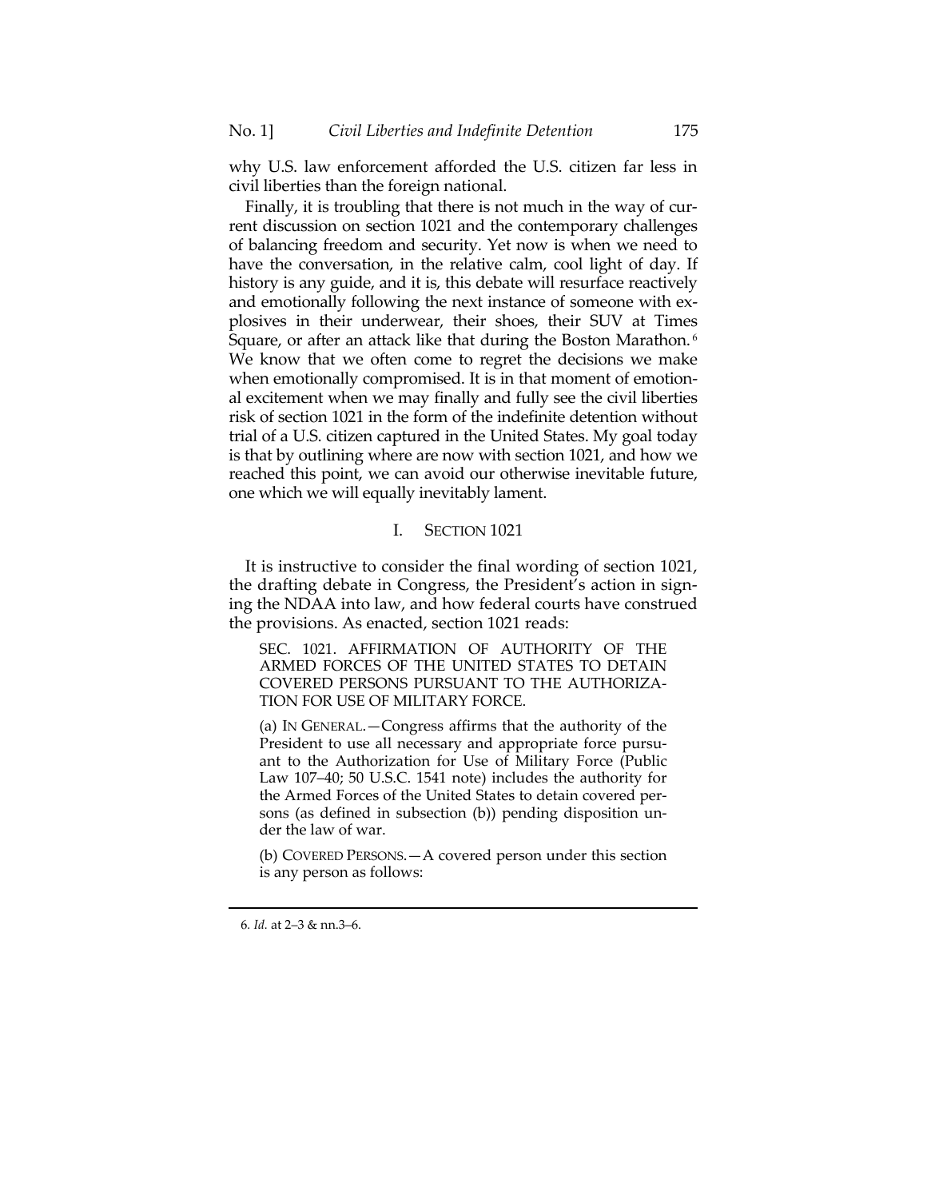why U.S. law enforcement afforded the U.S. citizen far less in civil liberties than the foreign national.

Finally, it is troubling that there is not much in the way of current discussion on section 1021 and the contemporary challenges of balancing freedom and security. Yet now is when we need to have the conversation, in the relative calm, cool light of day. If history is any guide, and it is, this debate will resurface reactively and emotionally following the next instance of someone with explosives in their underwear, their shoes, their SUV at Times Square, or after an attack like that during the Boston Marathon.[6] We know that we often come to regret the decisions we make when emotionally compromised. It is in that moment of emotional excitement when we may finally and fully see the civil liberties risk of section 1021 in the form of the indefinite detention without trial of a U.S. citizen captured in the United States. My goal today is that by outlining where are now with section 1021, and how we reached this point, we can avoid our otherwise inevitable future, one which we will equally inevitably lament.

## I. SECTION 1021

It is instructive to consider the final wording of section 1021, the drafting debate in Congress, the President's action in signing the NDAA into law, and how federal courts have construed the provisions. As enacted, section 1021 reads:

> SEC. 1021. AFFIRMATION OF AUTHORITY OF THE ARMED FORCES OF THE UNITED STATES TO DETAIN COVERED PERSONS PURSUANT TO THE AUTHORIZATION FOR USE OF MILITARY FORCE.
>
> (a) IN GENERAL.—Congress affirms that the authority of the President to use all necessary and appropriate force pursuant to the Authorization for Use of Military Force (Public Law 107–40; 50 U.S.C. 1541 note) includes the authority for the Armed Forces of the United States to detain covered persons (as defined in subsection (b)) pending disposition under the law of war.
>
> (b) COVERED PERSONS.—A covered person under this section is any person as follows:

---

6. *Id.* at 2–3 & nn.3–6.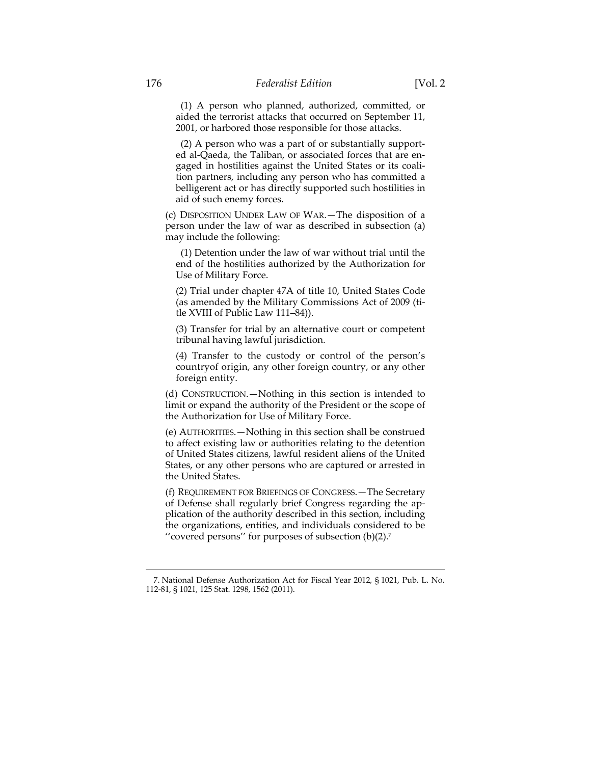(1) A person who planned, authorized, committed, or aided the terrorist attacks that occurred on September 11, 2001, or harbored those responsible for those attacks.

(2) A person who was a part of or substantially supported al-Qaeda, the Taliban, or associated forces that are engaged in hostilities against the United States or its coalition partners, including any person who has committed a belligerent act or has directly supported such hostilities in aid of such enemy forces.

(c) DISPOSITION UNDER LAW OF WAR.—The disposition of a person under the law of war as described in subsection (a) may include the following:

(1) Detention under the law of war without trial until the end of the hostilities authorized by the Authorization for Use of Military Force.

(2) Trial under chapter 47A of title 10, United States Code (as amended by the Military Commissions Act of 2009 (title XVIII of Public Law 111–84)).

(3) Transfer for trial by an alternative court or competent tribunal having lawful jurisdiction.

(4) Transfer to the custody or control of the person's countryof origin, any other foreign country, or any other foreign entity.

(d) CONSTRUCTION.—Nothing in this section is intended to limit or expand the authority of the President or the scope of the Authorization for Use of Military Force.

(e) AUTHORITIES.—Nothing in this section shall be construed to affect existing law or authorities relating to the detention of United States citizens, lawful resident aliens of the United States, or any other persons who are captured or arrested in the United States.

(f) REQUIREMENT FOR BRIEFINGS OF CONGRESS.—The Secretary of Defense shall regularly brief Congress regarding the application of the authority described in this section, including the organizations, entities, and individuals considered to be ''covered persons'' for purposes of subsection (b)(2).[7]

---

7. National Defense Authorization Act for Fiscal Year 2012, § 1021, Pub. L. No. 112-81, § 1021, 125 Stat. 1298, 1562 (2011).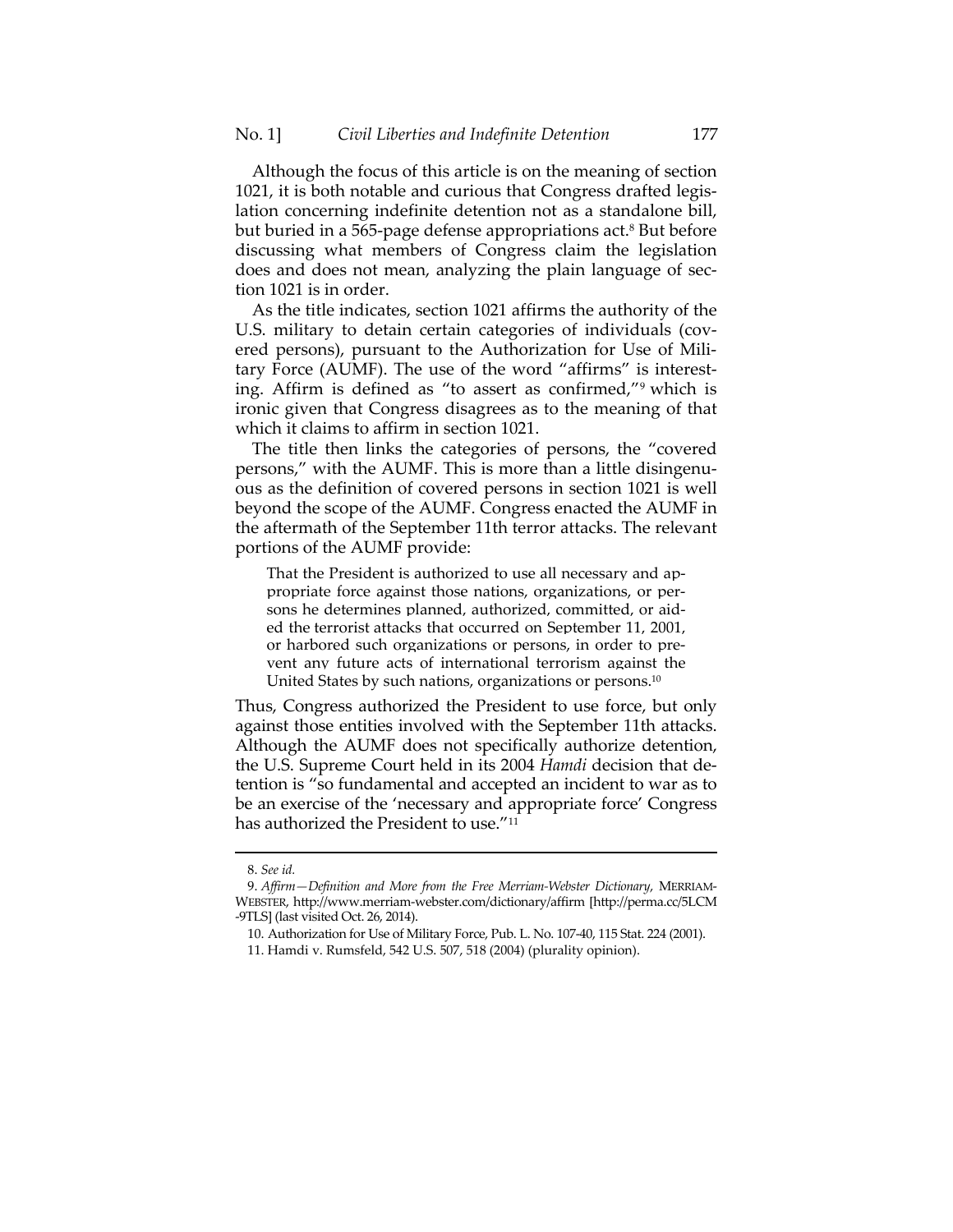Although the focus of this article is on the meaning of section 1021, it is both notable and curious that Congress drafted legislation concerning indefinite detention not as a standalone bill, but buried in a 565-page defense appropriations act.[8] But before discussing what members of Congress claim the legislation does and does not mean, analyzing the plain language of section 1021 is in order.

As the title indicates, section 1021 affirms the authority of the U.S. military to detain certain categories of individuals (covered persons), pursuant to the Authorization for Use of Military Force (AUMF). The use of the word "affirms" is interesting. Affirm is defined as "to assert as confirmed,"[9] which is ironic given that Congress disagrees as to the meaning of that which it claims to affirm in section 1021.

The title then links the categories of persons, the "covered persons," with the AUMF. This is more than a little disingenuous as the definition of covered persons in section 1021 is well beyond the scope of the AUMF. Congress enacted the AUMF in the aftermath of the September 11th terror attacks. The relevant portions of the AUMF provide:

> That the President is authorized to use all necessary and appropriate force against those nations, organizations, or persons he determines planned, authorized, committed, or aided the terrorist attacks that occurred on September 11, 2001, or harbored such organizations or persons, in order to prevent any future acts of international terrorism against the United States by such nations, organizations or persons.[10]

Thus, Congress authorized the President to use force, but only against those entities involved with the September 11th attacks. Although the AUMF does not specifically authorize detention, the U.S. Supreme Court held in its 2004 *Hamdi* decision that detention is "so fundamental and accepted an incident to war as to be an exercise of the 'necessary and appropriate force' Congress has authorized the President to use."[11]

---

8. *See id.*

9. *Affirm—Definition and More from the Free Merriam-Webster Dictionary*, MERRIAM-WEBSTER, http://www.merriam-webster.com/dictionary/affirm [http://perma.cc/5LCM-9TLS] (last visited Oct. 26, 2014).

10. Authorization for Use of Military Force, Pub. L. No. 107-40, 115 Stat. 224 (2001).

11. Hamdi v. Rumsfeld, 542 U.S. 507, 518 (2004) (plurality opinion).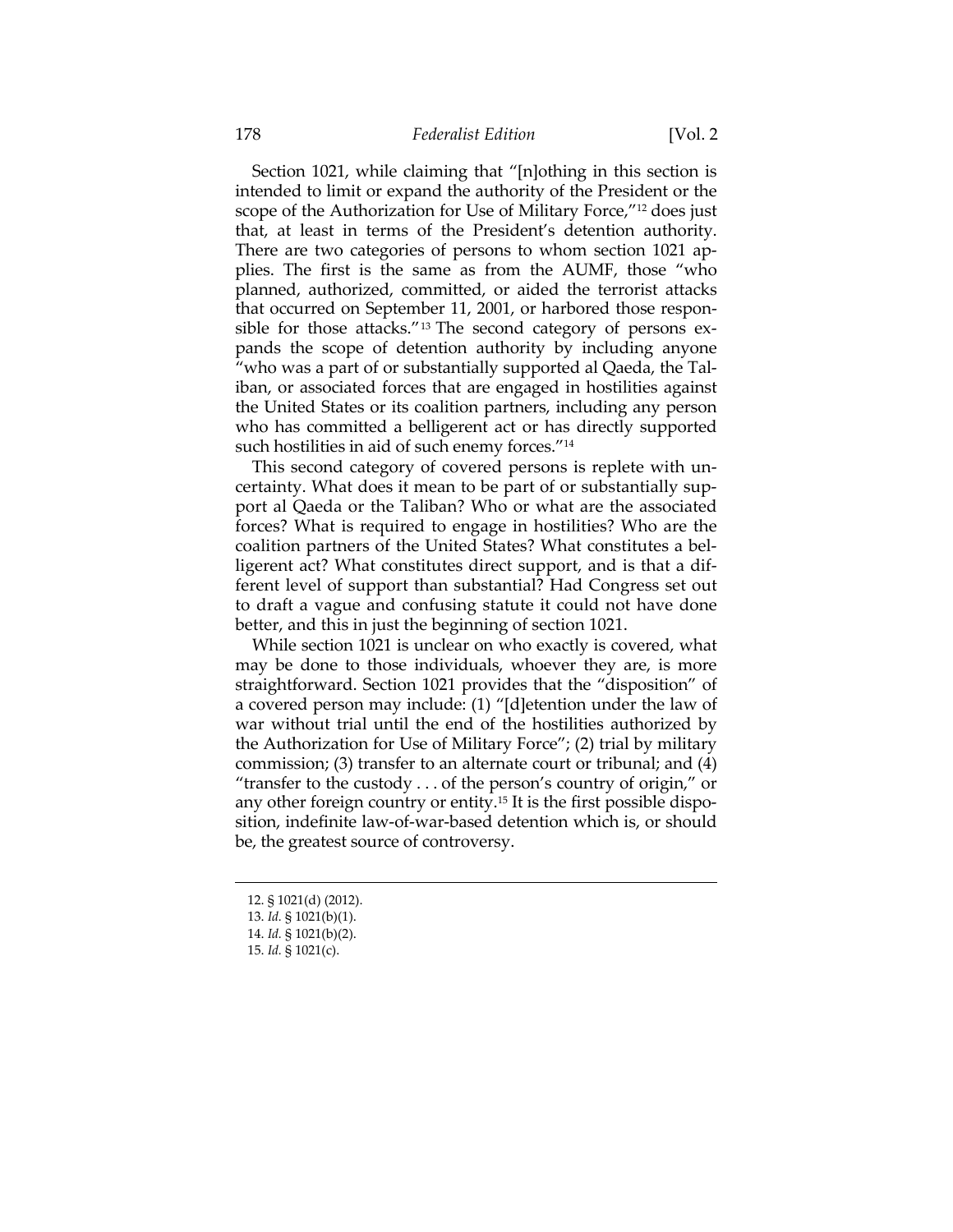Section 1021, while claiming that "[n]othing in this section is intended to limit or expand the authority of the President or the scope of the Authorization for Use of Military Force,"[12] does just that, at least in terms of the President's detention authority. There are two categories of persons to whom section 1021 applies. The first is the same as from the AUMF, those "who planned, authorized, committed, or aided the terrorist attacks that occurred on September 11, 2001, or harbored those responsible for those attacks."[13] The second category of persons expands the scope of detention authority by including anyone "who was a part of or substantially supported al Qaeda, the Taliban, or associated forces that are engaged in hostilities against the United States or its coalition partners, including any person who has committed a belligerent act or has directly supported such hostilities in aid of such enemy forces."[14]

This second category of covered persons is replete with uncertainty. What does it mean to be part of or substantially support al Qaeda or the Taliban? Who or what are the associated forces? What is required to engage in hostilities? Who are the coalition partners of the United States? What constitutes a belligerent act? What constitutes direct support, and is that a different level of support than substantial? Had Congress set out to draft a vague and confusing statute it could not have done better, and this in just the beginning of section 1021.

While section 1021 is unclear on who exactly is covered, what may be done to those individuals, whoever they are, is more straightforward. Section 1021 provides that the "disposition" of a covered person may include: (1) "[d]etention under the law of war without trial until the end of the hostilities authorized by the Authorization for Use of Military Force"; (2) trial by military commission; (3) transfer to an alternate court or tribunal; and (4) "transfer to the custody . . . of the person's country of origin," or any other foreign country or entity.[15] It is the first possible disposition, indefinite law-of-war-based detention which is, or should be, the greatest source of controversy.

---

12. § 1021(d) (2012).
13. *Id.* § 1021(b)(1).
14. *Id.* § 1021(b)(2).
15. *Id.* § 1021(c).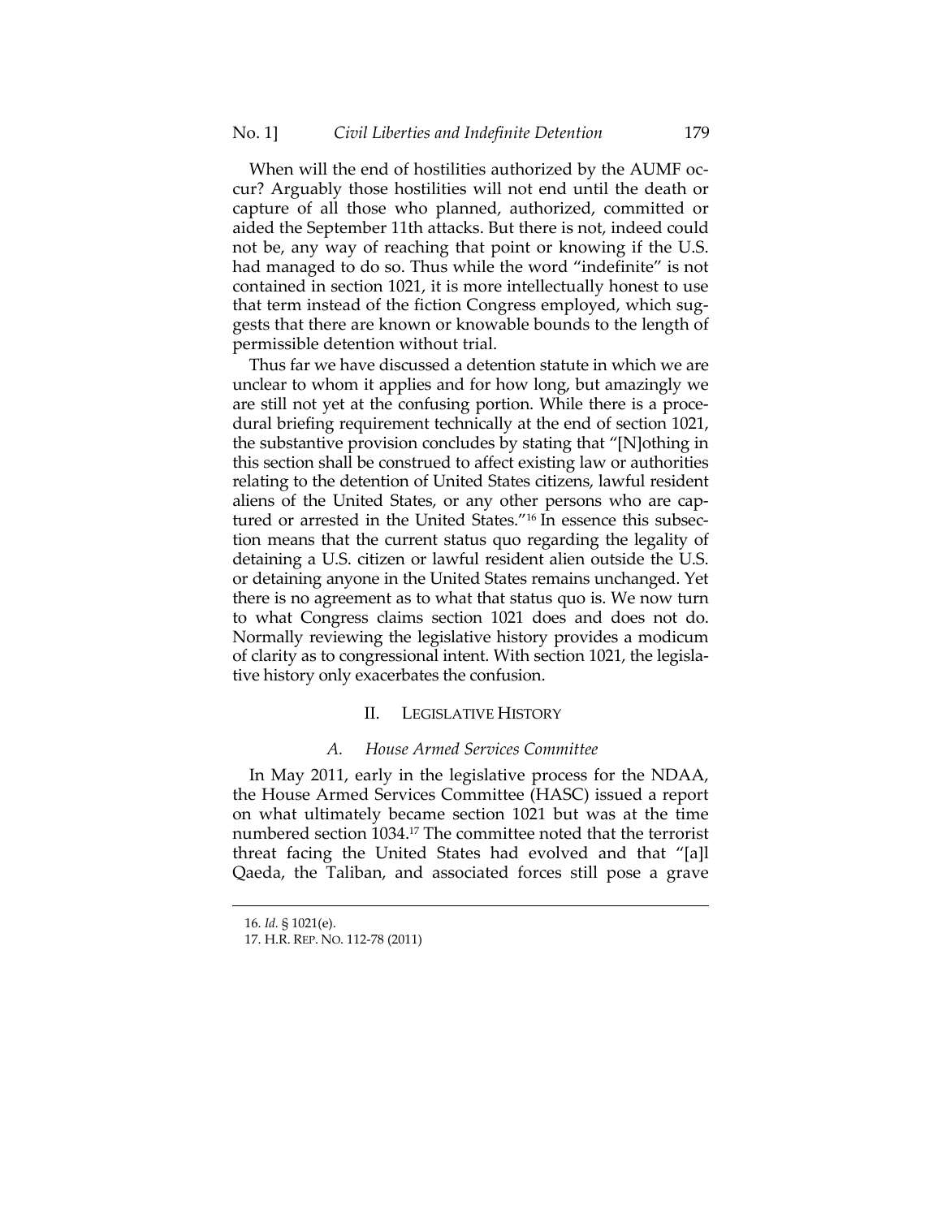When will the end of hostilities authorized by the AUMF occur? Arguably those hostilities will not end until the death or capture of all those who planned, authorized, committed or aided the September 11th attacks. But there is not, indeed could not be, any way of reaching that point or knowing if the U.S. had managed to do so. Thus while the word "indefinite" is not contained in section 1021, it is more intellectually honest to use that term instead of the fiction Congress employed, which suggests that there are known or knowable bounds to the length of permissible detention without trial.

Thus far we have discussed a detention statute in which we are unclear to whom it applies and for how long, but amazingly we are still not yet at the confusing portion. While there is a procedural briefing requirement technically at the end of section 1021, the substantive provision concludes by stating that "[N]othing in this section shall be construed to affect existing law or authorities relating to the detention of United States citizens, lawful resident aliens of the United States, or any other persons who are captured or arrested in the United States."[16] In essence this subsection means that the current status quo regarding the legality of detaining a U.S. citizen or lawful resident alien outside the U.S. or detaining anyone in the United States remains unchanged. Yet there is no agreement as to what that status quo is. We now turn to what Congress claims section 1021 does and does not do. Normally reviewing the legislative history provides a modicum of clarity as to congressional intent. With section 1021, the legislative history only exacerbates the confusion.

## II. LEGISLATIVE HISTORY

### *A. House Armed Services Committee*

In May 2011, early in the legislative process for the NDAA, the House Armed Services Committee (HASC) issued a report on what ultimately became section 1021 but was at the time numbered section 1034.[17] The committee noted that the terrorist threat facing the United States had evolved and that "[a]l Qaeda, the Taliban, and associated forces still pose a grave

---

16. *Id.* § 1021(e).

17. H.R. REP. NO. 112-78 (2011)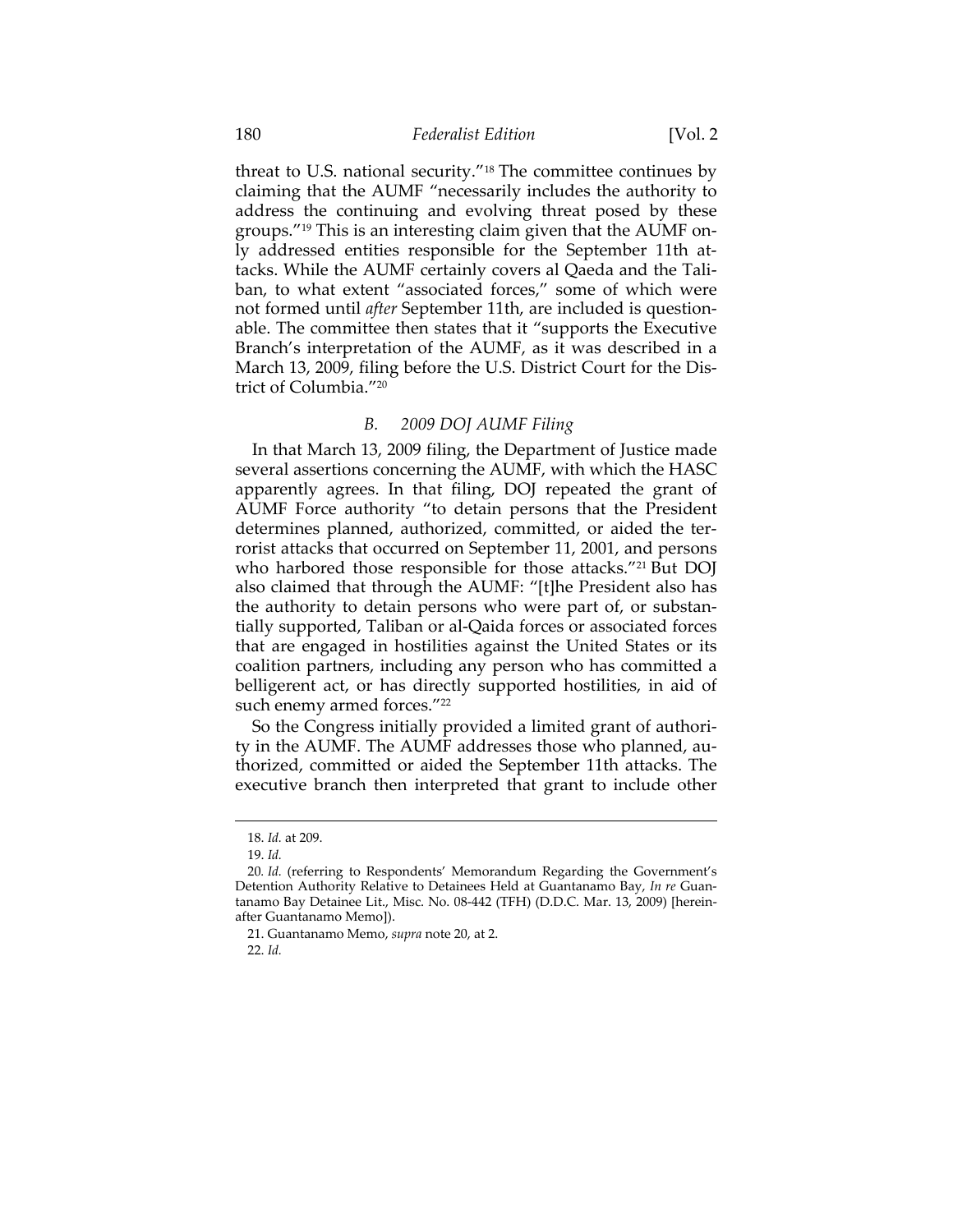threat to U.S. national security."[18] The committee continues by claiming that the AUMF "necessarily includes the authority to address the continuing and evolving threat posed by these groups."[19] This is an interesting claim given that the AUMF only addressed entities responsible for the September 11th attacks. While the AUMF certainly covers al Qaeda and the Taliban, to what extent "associated forces," some of which were not formed until *after* September 11th, are included is questionable. The committee then states that it "supports the Executive Branch's interpretation of the AUMF, as it was described in a March 13, 2009, filing before the U.S. District Court for the District of Columbia."[20]

### *B. 2009 DOJ AUMF Filing*

In that March 13, 2009 filing, the Department of Justice made several assertions concerning the AUMF, with which the HASC apparently agrees. In that filing, DOJ repeated the grant of AUMF Force authority "to detain persons that the President determines planned, authorized, committed, or aided the terrorist attacks that occurred on September 11, 2001, and persons who harbored those responsible for those attacks."[21] But DOJ also claimed that through the AUMF: "[t]he President also has the authority to detain persons who were part of, or substantially supported, Taliban or al-Qaida forces or associated forces that are engaged in hostilities against the United States or its coalition partners, including any person who has committed a belligerent act, or has directly supported hostilities, in aid of such enemy armed forces."[22]

So the Congress initially provided a limited grant of authority in the AUMF. The AUMF addresses those who planned, authorized, committed or aided the September 11th attacks. The executive branch then interpreted that grant to include other

---

18. *Id.* at 209.

19. *Id.*

20. *Id.* (referring to Respondents' Memorandum Regarding the Government's Detention Authority Relative to Detainees Held at Guantanamo Bay, *In re* Guantanamo Bay Detainee Lit., Misc. No. 08-442 (TFH) (D.D.C. Mar. 13, 2009) [hereinafter Guantanamo Memo]).

21. Guantanamo Memo, *supra* note 20, at 2.

22. *Id.*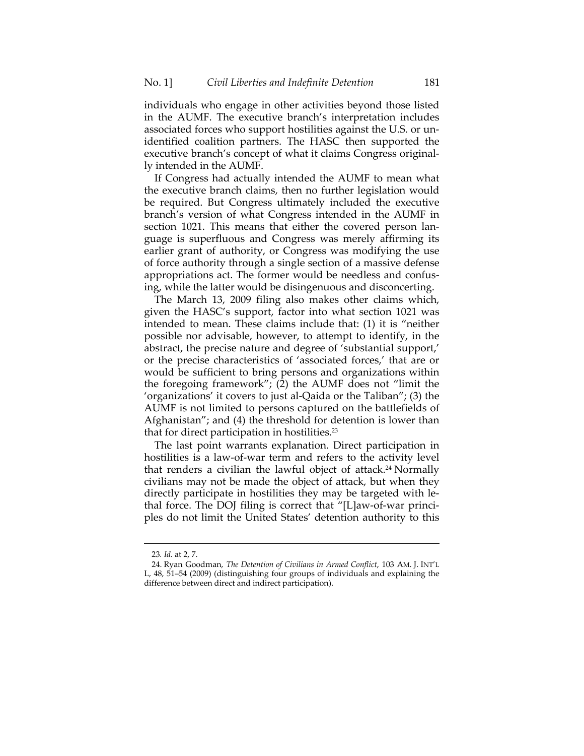individuals who engage in other activities beyond those listed in the AUMF. The executive branch's interpretation includes associated forces who support hostilities against the U.S. or unidentified coalition partners. The HASC then supported the executive branch's concept of what it claims Congress originally intended in the AUMF.

If Congress had actually intended the AUMF to mean what the executive branch claims, then no further legislation would be required. But Congress ultimately included the executive branch's version of what Congress intended in the AUMF in section 1021. This means that either the covered person language is superfluous and Congress was merely affirming its earlier grant of authority, or Congress was modifying the use of force authority through a single section of a massive defense appropriations act. The former would be needless and confusing, while the latter would be disingenuous and disconcerting.

The March 13, 2009 filing also makes other claims which, given the HASC's support, factor into what section 1021 was intended to mean. These claims include that: (1) it is "neither possible nor advisable, however, to attempt to identify, in the abstract, the precise nature and degree of 'substantial support,' or the precise characteristics of 'associated forces,' that are or would be sufficient to bring persons and organizations within the foregoing framework"; (2) the AUMF does not "limit the 'organizations' it covers to just al-Qaida or the Taliban"; (3) the AUMF is not limited to persons captured on the battlefields of Afghanistan"; and (4) the threshold for detention is lower than that for direct participation in hostilities.[23]

The last point warrants explanation. Direct participation in hostilities is a law-of-war term and refers to the activity level that renders a civilian the lawful object of attack.[24] Normally civilians may not be made the object of attack, but when they directly participate in hostilities they may be targeted with lethal force. The DOJ filing is correct that "[L]aw-of-war principles do not limit the United States' detention authority to this

---

23. *Id.* at 2, 7.

24. Ryan Goodman, *The Detention of Civilians in Armed Conflict*, 103 AM. J. INT'L L, 48, 51–54 (2009) (distinguishing four groups of individuals and explaining the difference between direct and indirect participation).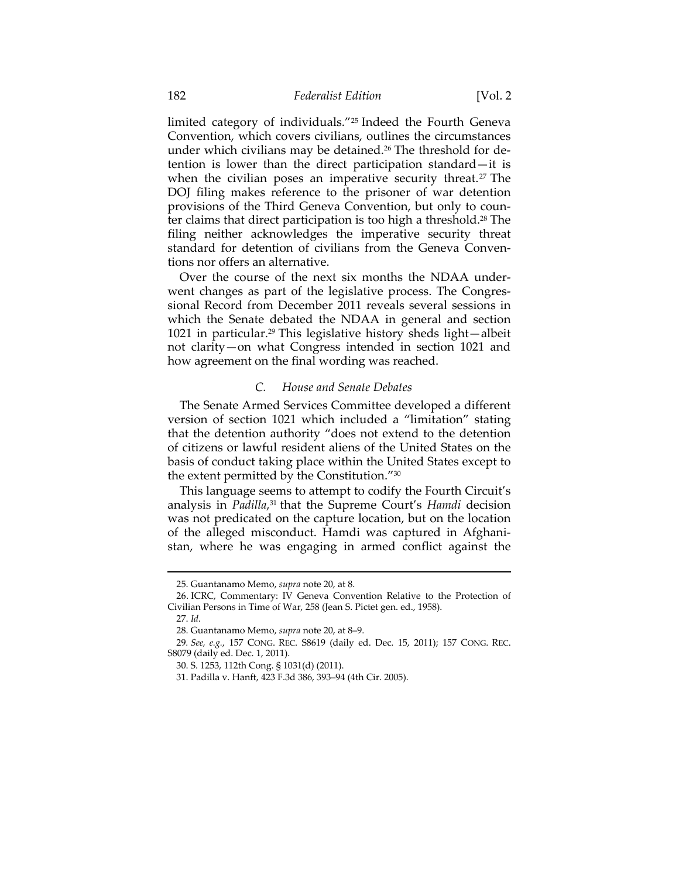limited category of individuals."[25] Indeed the Fourth Geneva Convention, which covers civilians, outlines the circumstances under which civilians may be detained.[26] The threshold for detention is lower than the direct participation standard—it is when the civilian poses an imperative security threat.[27] The DOJ filing makes reference to the prisoner of war detention provisions of the Third Geneva Convention, but only to counter claims that direct participation is too high a threshold.[28] The filing neither acknowledges the imperative security threat standard for detention of civilians from the Geneva Conventions nor offers an alternative.

Over the course of the next six months the NDAA underwent changes as part of the legislative process. The Congressional Record from December 2011 reveals several sessions in which the Senate debated the NDAA in general and section 1021 in particular.[29] This legislative history sheds light—albeit not clarity—on what Congress intended in section 1021 and how agreement on the final wording was reached.

### *C. House and Senate Debates*

The Senate Armed Services Committee developed a different version of section 1021 which included a "limitation" stating that the detention authority "does not extend to the detention of citizens or lawful resident aliens of the United States on the basis of conduct taking place within the United States except to the extent permitted by the Constitution."[30]

This language seems to attempt to codify the Fourth Circuit's analysis in *Padilla*,[31] that the Supreme Court's *Hamdi* decision was not predicated on the capture location, but on the location of the alleged misconduct. Hamdi was captured in Afghanistan, where he was engaging in armed conflict against the

---

25. Guantanamo Memo, *supra* note 20, at 8.

26. ICRC, Commentary: IV Geneva Convention Relative to the Protection of Civilian Persons in Time of War, 258 (Jean S. Pictet gen. ed., 1958).

27. *Id.*

28. Guantanamo Memo, *supra* note 20, at 8–9.

29. *See, e.g.*, 157 CONG. REC. S8619 (daily ed. Dec. 15, 2011); 157 CONG. REC. S8079 (daily ed. Dec. 1, 2011).

30. S. 1253, 112th Cong. § 1031(d) (2011).

31. Padilla v. Hanft, 423 F.3d 386, 393–94 (4th Cir. 2005).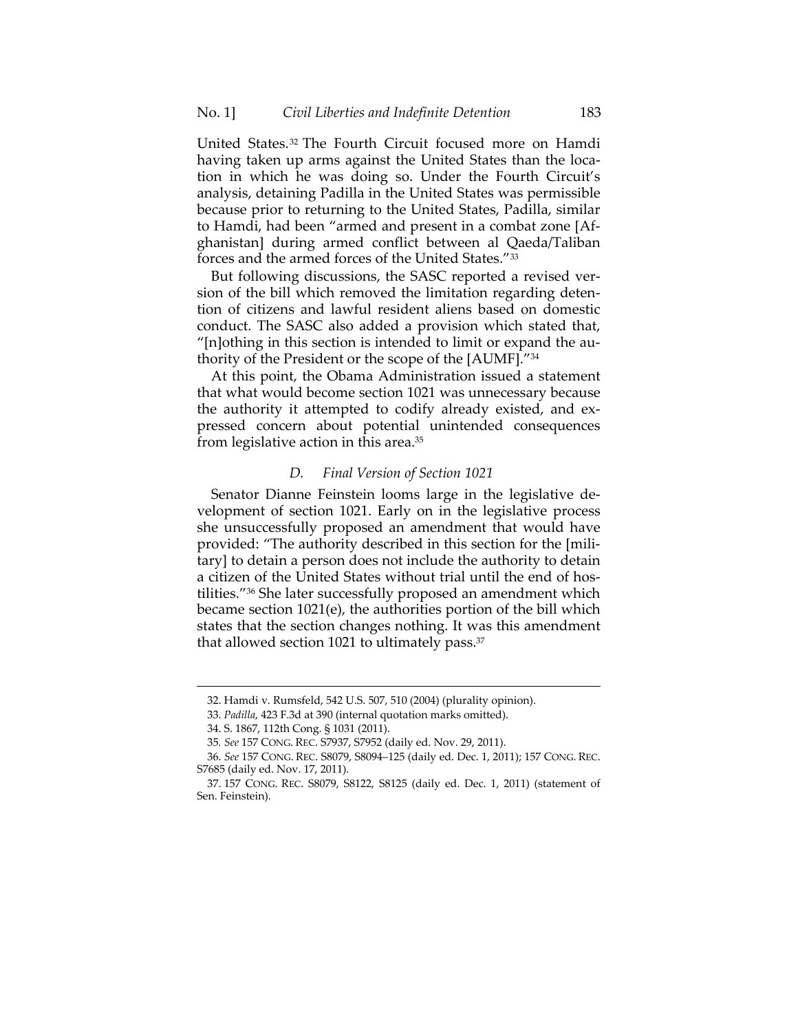United States.[32] The Fourth Circuit focused more on Hamdi having taken up arms against the United States than the location in which he was doing so. Under the Fourth Circuit's analysis, detaining Padilla in the United States was permissible because prior to returning to the United States, Padilla, similar to Hamdi, had been "armed and present in a combat zone [Afghanistan] during armed conflict between al Qaeda/Taliban forces and the armed forces of the United States."[33]

But following discussions, the SASC reported a revised version of the bill which removed the limitation regarding detention of citizens and lawful resident aliens based on domestic conduct. The SASC also added a provision which stated that, "[n]othing in this section is intended to limit or expand the authority of the President or the scope of the [AUMF]."[34]

At this point, the Obama Administration issued a statement that what would become section 1021 was unnecessary because the authority it attempted to codify already existed, and expressed concern about potential unintended consequences from legislative action in this area.[35]

### *D. Final Version of Section 1021*

Senator Dianne Feinstein looms large in the legislative development of section 1021. Early on in the legislative process she unsuccessfully proposed an amendment that would have provided: "The authority described in this section for the [military] to detain a person does not include the authority to detain a citizen of the United States without trial until the end of hostilities."[36] She later successfully proposed an amendment which became section 1021(e), the authorities portion of the bill which states that the section changes nothing. It was this amendment that allowed section 1021 to ultimately pass.[37]

---

32. Hamdi v. Rumsfeld, 542 U.S. 507, 510 (2004) (plurality opinion).

33. *Padilla*, 423 F.3d at 390 (internal quotation marks omitted).

34. S. 1867, 112th Cong. § 1031 (2011).

35. *See* 157 CONG. REC. S7937, S7952 (daily ed. Nov. 29, 2011).

36. *See* 157 CONG. REC. S8079, S8094–125 (daily ed. Dec. 1, 2011); 157 CONG. REC. S7685 (daily ed. Nov. 17, 2011).

37. 157 CONG. REC. S8079, S8122, S8125 (daily ed. Dec. 1, 2011) (statement of Sen. Feinstein).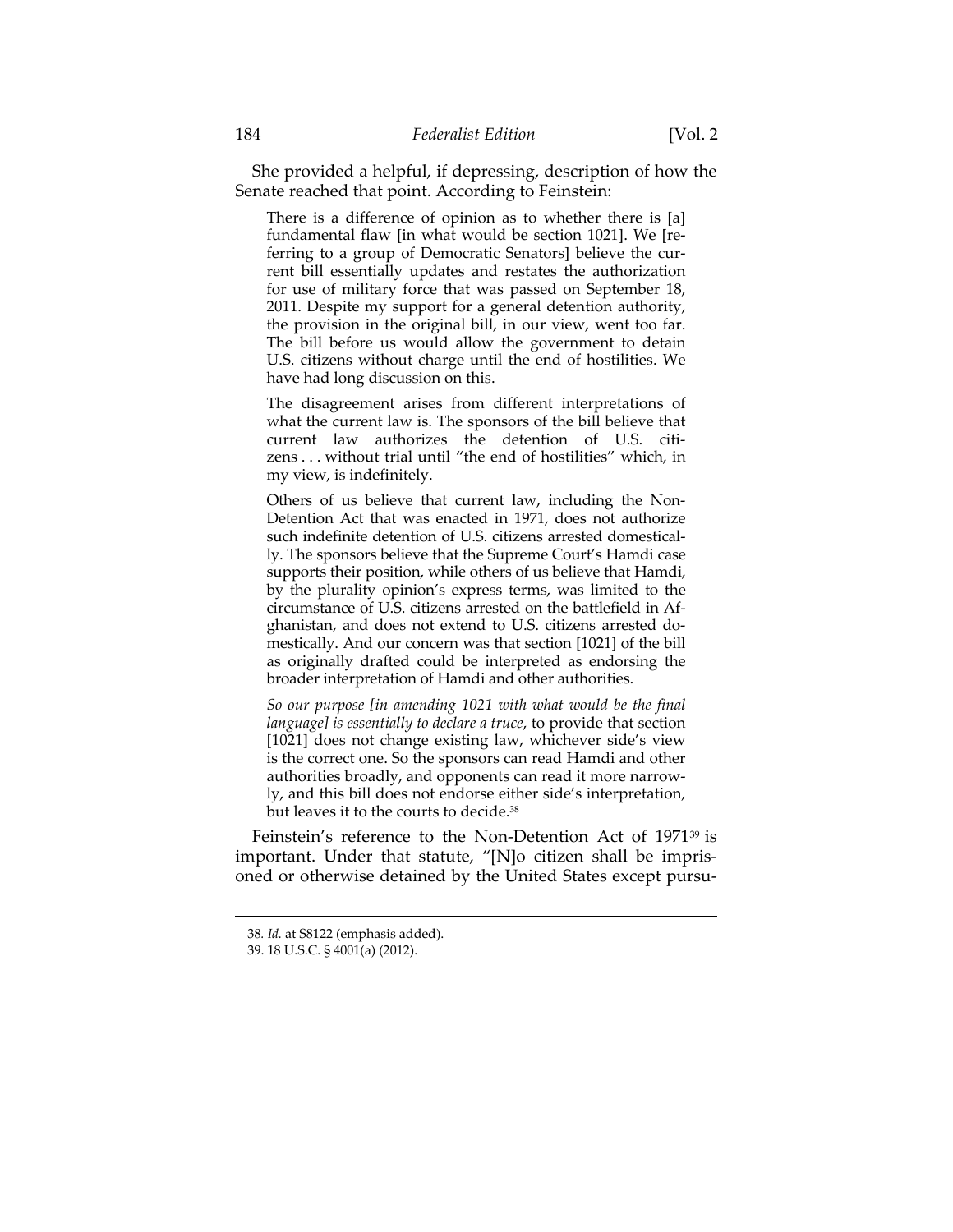She provided a helpful, if depressing, description of how the Senate reached that point. According to Feinstein:

> There is a difference of opinion as to whether there is [a] fundamental flaw [in what would be section 1021]. We [referring to a group of Democratic Senators] believe the current bill essentially updates and restates the authorization for use of military force that was passed on September 18, 2011. Despite my support for a general detention authority, the provision in the original bill, in our view, went too far. The bill before us would allow the government to detain U.S. citizens without charge until the end of hostilities. We have had long discussion on this.
>
> The disagreement arises from different interpretations of what the current law is. The sponsors of the bill believe that current law authorizes the detention of U.S. citizens . . . without trial until "the end of hostilities" which, in my view, is indefinitely.
>
> Others of us believe that current law, including the Non-Detention Act that was enacted in 1971, does not authorize such indefinite detention of U.S. citizens arrested domestically. The sponsors believe that the Supreme Court's Hamdi case supports their position, while others of us believe that Hamdi, by the plurality opinion's express terms, was limited to the circumstance of U.S. citizens arrested on the battlefield in Afghanistan, and does not extend to U.S. citizens arrested domestically. And our concern was that section [1021] of the bill as originally drafted could be interpreted as endorsing the broader interpretation of Hamdi and other authorities.
>
> *So our purpose [in amending 1021 with what would be the final language] is essentially to declare a truce*, to provide that section [1021] does not change existing law, whichever side's view is the correct one. So the sponsors can read Hamdi and other authorities broadly, and opponents can read it more narrowly, and this bill does not endorse either side's interpretation, but leaves it to the courts to decide.[38]

Feinstein's reference to the Non-Detention Act of 1971[39] is important. Under that statute, "[N]o citizen shall be imprisoned or otherwise detained by the United States except pursu-

---

38. *Id.* at S8122 (emphasis added).

39. 18 U.S.C. § 4001(a) (2012).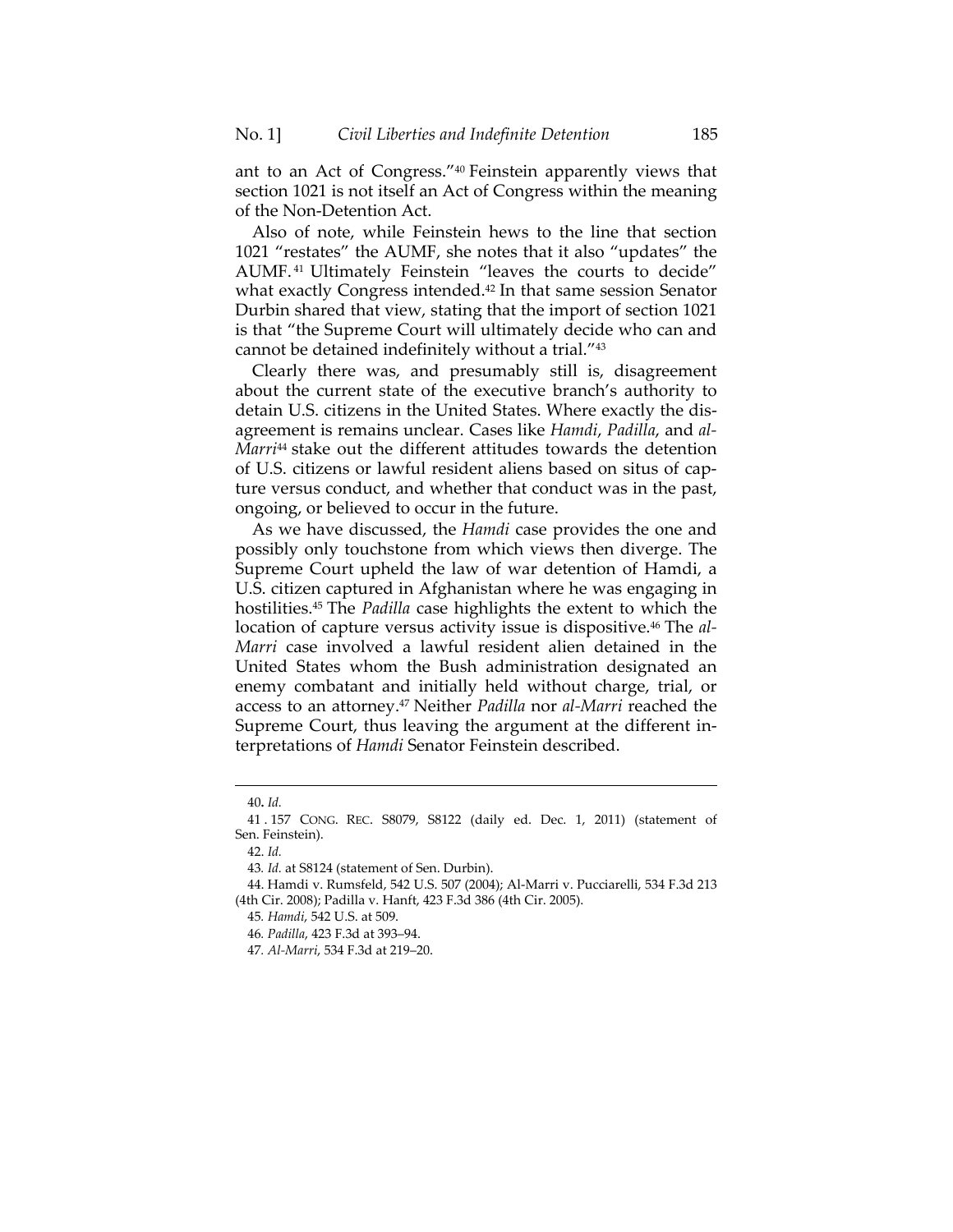ant to an Act of Congress."[40] Feinstein apparently views that section 1021 is not itself an Act of Congress within the meaning of the Non-Detention Act.

Also of note, while Feinstein hews to the line that section 1021 "restates" the AUMF, she notes that it also "updates" the AUMF.[41] Ultimately Feinstein "leaves the courts to decide" what exactly Congress intended.[42] In that same session Senator Durbin shared that view, stating that the import of section 1021 is that "the Supreme Court will ultimately decide who can and cannot be detained indefinitely without a trial."[43]

Clearly there was, and presumably still is, disagreement about the current state of the executive branch's authority to detain U.S. citizens in the United States. Where exactly the disagreement is remains unclear. Cases like *Hamdi*, *Padilla*, and *al-Marri*[44] stake out the different attitudes towards the detention of U.S. citizens or lawful resident aliens based on situs of capture versus conduct, and whether that conduct was in the past, ongoing, or believed to occur in the future.

As we have discussed, the *Hamdi* case provides the one and possibly only touchstone from which views then diverge. The Supreme Court upheld the law of war detention of Hamdi, a U.S. citizen captured in Afghanistan where he was engaging in hostilities.[45] The *Padilla* case highlights the extent to which the location of capture versus activity issue is dispositive.[46] The *al-Marri* case involved a lawful resident alien detained in the United States whom the Bush administration designated an enemy combatant and initially held without charge, trial, or access to an attorney.[47] Neither *Padilla* nor *al-Marri* reached the Supreme Court, thus leaving the argument at the different interpretations of *Hamdi* Senator Feinstein described.

---

40. *Id.*

41. 157 CONG. REC. S8079, S8122 (daily ed. Dec. 1, 2011) (statement of Sen. Feinstein).

42. *Id.*

43. *Id.* at S8124 (statement of Sen. Durbin).

44. Hamdi v. Rumsfeld, 542 U.S. 507 (2004); Al-Marri v. Pucciarelli, 534 F.3d 213 (4th Cir. 2008); Padilla v. Hanft, 423 F.3d 386 (4th Cir. 2005).

45. *Hamdi*, 542 U.S. at 509.

46. *Padilla*, 423 F.3d at 393–94.

47. *Al-Marri*, 534 F.3d at 219–20.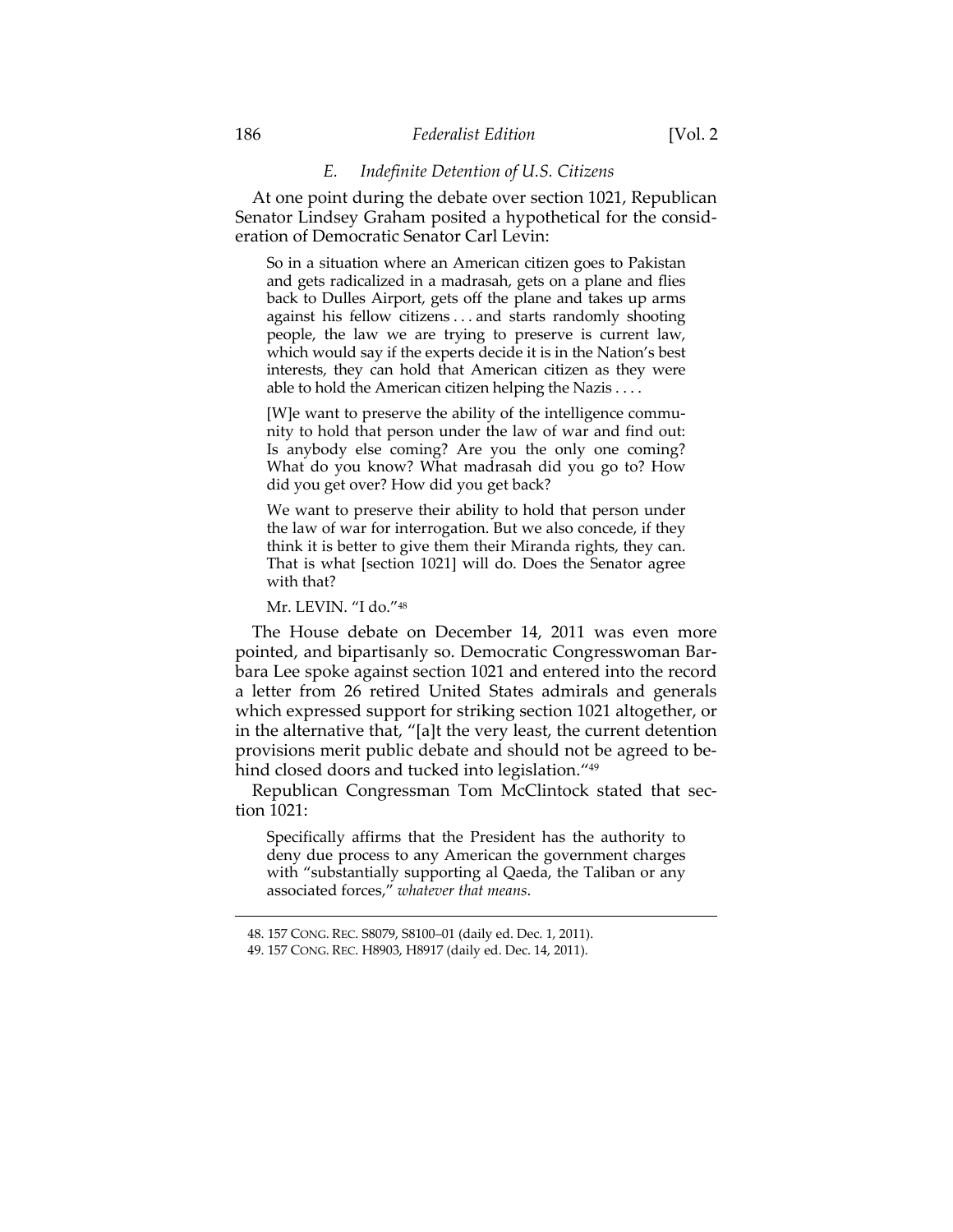### *E. Indefinite Detention of U.S. Citizens*

At one point during the debate over section 1021, Republican Senator Lindsey Graham posited a hypothetical for the consideration of Democratic Senator Carl Levin:

> So in a situation where an American citizen goes to Pakistan and gets radicalized in a madrasah, gets on a plane and flies back to Dulles Airport, gets off the plane and takes up arms against his fellow citizens . . . and starts randomly shooting people, the law we are trying to preserve is current law, which would say if the experts decide it is in the Nation's best interests, they can hold that American citizen as they were able to hold the American citizen helping the Nazis . . . .
>
> [W]e want to preserve the ability of the intelligence community to hold that person under the law of war and find out: Is anybody else coming? Are you the only one coming? What do you know? What madrasah did you go to? How did you get over? How did you get back?
>
> We want to preserve their ability to hold that person under the law of war for interrogation. But we also concede, if they think it is better to give them their Miranda rights, they can. That is what [section 1021] will do. Does the Senator agree with that?
>
> Mr. LEVIN. "I do."[48]

The House debate on December 14, 2011 was even more pointed, and bipartisanly so. Democratic Congresswoman Barbara Lee spoke against section 1021 and entered into the record a letter from 26 retired United States admirals and generals which expressed support for striking section 1021 altogether, or in the alternative that, "[a]t the very least, the current detention provisions merit public debate and should not be agreed to behind closed doors and tucked into legislation."[49]

Republican Congressman Tom McClintock stated that section 1021:

> Specifically affirms that the President has the authority to deny due process to any American the government charges with "substantially supporting al Qaeda, the Taliban or any associated forces," *whatever that means*.

---

48. 157 CONG. REC. S8079, S8100–01 (daily ed. Dec. 1, 2011).

49. 157 CONG. REC. H8903, H8917 (daily ed. Dec. 14, 2011).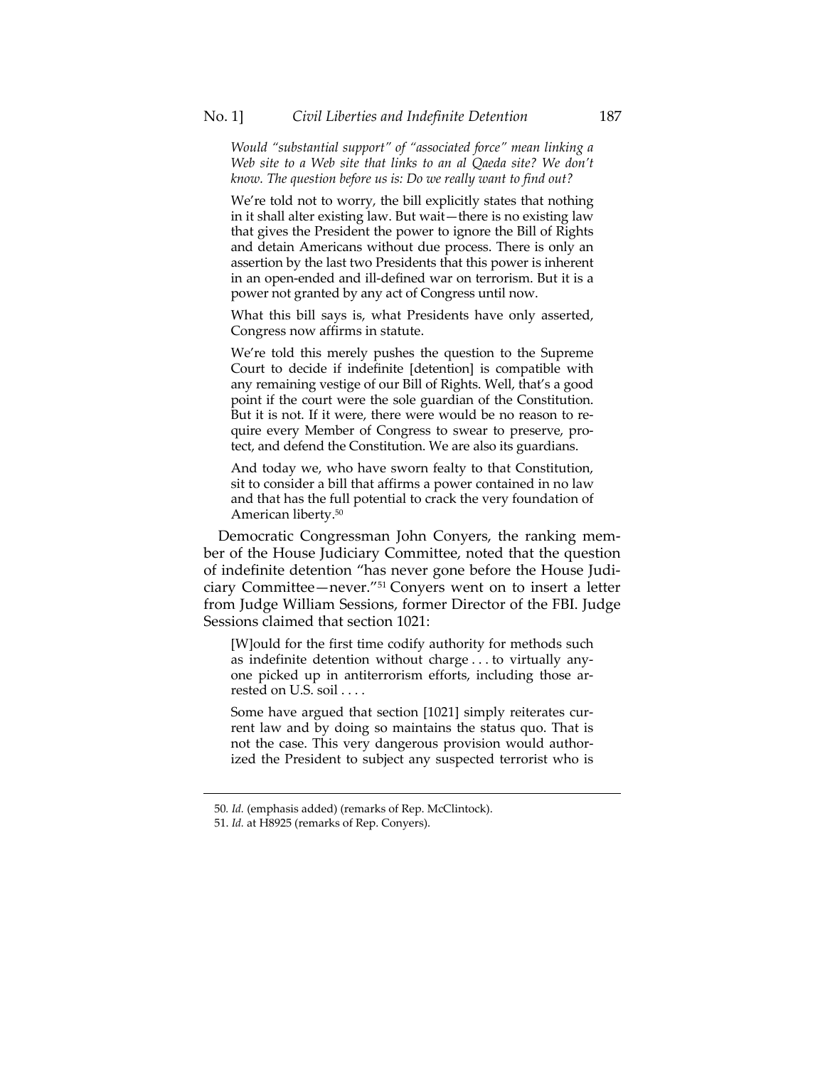> *Would "substantial support" of "associated force" mean linking a Web site to a Web site that links to an al Qaeda site? We don't know. The question before us is: Do we really want to find out?*
>
> We're told not to worry, the bill explicitly states that nothing in it shall alter existing law. But wait—there is no existing law that gives the President the power to ignore the Bill of Rights and detain Americans without due process. There is only an assertion by the last two Presidents that this power is inherent in an open-ended and ill-defined war on terrorism. But it is a power not granted by any act of Congress until now.
>
> What this bill says is, what Presidents have only asserted, Congress now affirms in statute.
>
> We're told this merely pushes the question to the Supreme Court to decide if indefinite [detention] is compatible with any remaining vestige of our Bill of Rights. Well, that's a good point if the court were the sole guardian of the Constitution. But it is not. If it were, there were would be no reason to require every Member of Congress to swear to preserve, protect, and defend the Constitution. We are also its guardians.
>
> And today we, who have sworn fealty to that Constitution, sit to consider a bill that affirms a power contained in no law and that has the full potential to crack the very foundation of American liberty.[50]

Democratic Congressman John Conyers, the ranking member of the House Judiciary Committee, noted that the question of indefinite detention "has never gone before the House Judiciary Committee—never."[51] Conyers went on to insert a letter from Judge William Sessions, former Director of the FBI. Judge Sessions claimed that section 1021:

> [W]ould for the first time codify authority for methods such as indefinite detention without charge . . . to virtually anyone picked up in antiterrorism efforts, including those arrested on U.S. soil . . . .
>
> Some have argued that section [1021] simply reiterates current law and by doing so maintains the status quo. That is not the case. This very dangerous provision would authorized the President to subject any suspected terrorist who is

---

50. *Id.* (emphasis added) (remarks of Rep. McClintock).

51. *Id.* at H8925 (remarks of Rep. Conyers).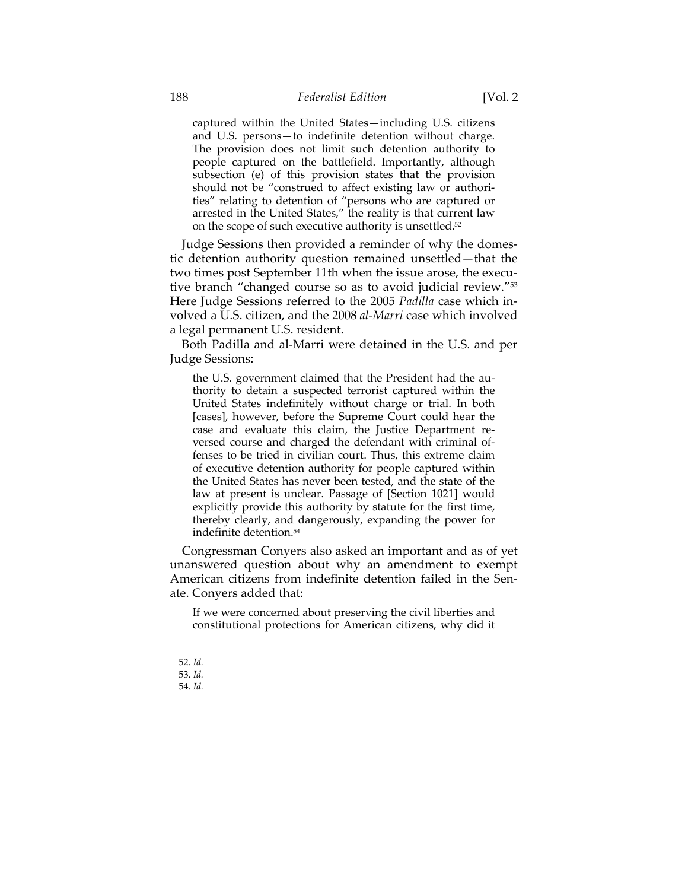> captured within the United States—including U.S. citizens and U.S. persons—to indefinite detention without charge. The provision does not limit such detention authority to people captured on the battlefield. Importantly, although subsection (e) of this provision states that the provision should not be "construed to affect existing law or authorities" relating to detention of "persons who are captured or arrested in the United States," the reality is that current law on the scope of such executive authority is unsettled.[52]

Judge Sessions then provided a reminder of why the domestic detention authority question remained unsettled—that the two times post September 11th when the issue arose, the executive branch "changed course so as to avoid judicial review."[53] Here Judge Sessions referred to the 2005 *Padilla* case which involved a U.S. citizen, and the 2008 *al-Marri* case which involved a legal permanent U.S. resident.

Both Padilla and al-Marri were detained in the U.S. and per Judge Sessions:

> the U.S. government claimed that the President had the authority to detain a suspected terrorist captured within the United States indefinitely without charge or trial. In both [cases], however, before the Supreme Court could hear the case and evaluate this claim, the Justice Department reversed course and charged the defendant with criminal offenses to be tried in civilian court. Thus, this extreme claim of executive detention authority for people captured within the United States has never been tested, and the state of the law at present is unclear. Passage of [Section 1021] would explicitly provide this authority by statute for the first time, thereby clearly, and dangerously, expanding the power for indefinite detention.[54]

Congressman Conyers also asked an important and as of yet unanswered question about why an amendment to exempt American citizens from indefinite detention failed in the Senate. Conyers added that:

> If we were concerned about preserving the civil liberties and constitutional protections for American citizens, why did it

52. *Id.*
53. *Id.*
54. *Id.*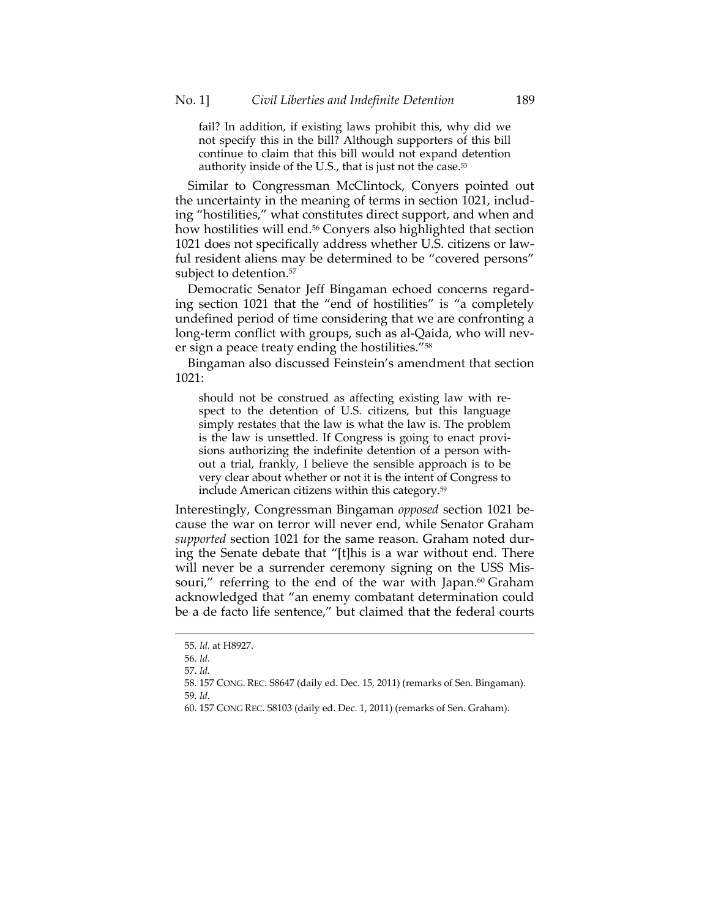> fail? In addition, if existing laws prohibit this, why did we not specify this in the bill? Although supporters of this bill continue to claim that this bill would not expand detention authority inside of the U.S., that is just not the case.[55]

Similar to Congressman McClintock, Conyers pointed out the uncertainty in the meaning of terms in section 1021, including "hostilities," what constitutes direct support, and when and how hostilities will end.[56] Conyers also highlighted that section 1021 does not specifically address whether U.S. citizens or lawful resident aliens may be determined to be "covered persons" subject to detention.[57]

Democratic Senator Jeff Bingaman echoed concerns regarding section 1021 that the "end of hostilities" is "a completely undefined period of time considering that we are confronting a long-term conflict with groups, such as al-Qaida, who will never sign a peace treaty ending the hostilities."[58]

Bingaman also discussed Feinstein's amendment that section 1021:

> should not be construed as affecting existing law with respect to the detention of U.S. citizens, but this language simply restates that the law is what the law is. The problem is the law is unsettled. If Congress is going to enact provisions authorizing the indefinite detention of a person without a trial, frankly, I believe the sensible approach is to be very clear about whether or not it is the intent of Congress to include American citizens within this category.[59]

Interestingly, Congressman Bingaman *opposed* section 1021 because the war on terror will never end, while Senator Graham *supported* section 1021 for the same reason. Graham noted during the Senate debate that "[t]his is a war without end. There will never be a surrender ceremony signing on the USS Missouri," referring to the end of the war with Japan.[60] Graham acknowledged that "an enemy combatant determination could be a de facto life sentence," but claimed that the federal courts

---

55. *Id.* at H8927.
56. *Id.*
57. *Id.*
58. 157 CONG. REC. S8647 (daily ed. Dec. 15, 2011) (remarks of Sen. Bingaman).
59. *Id.*
60. 157 CONG REC. S8103 (daily ed. Dec. 1, 2011) (remarks of Sen. Graham).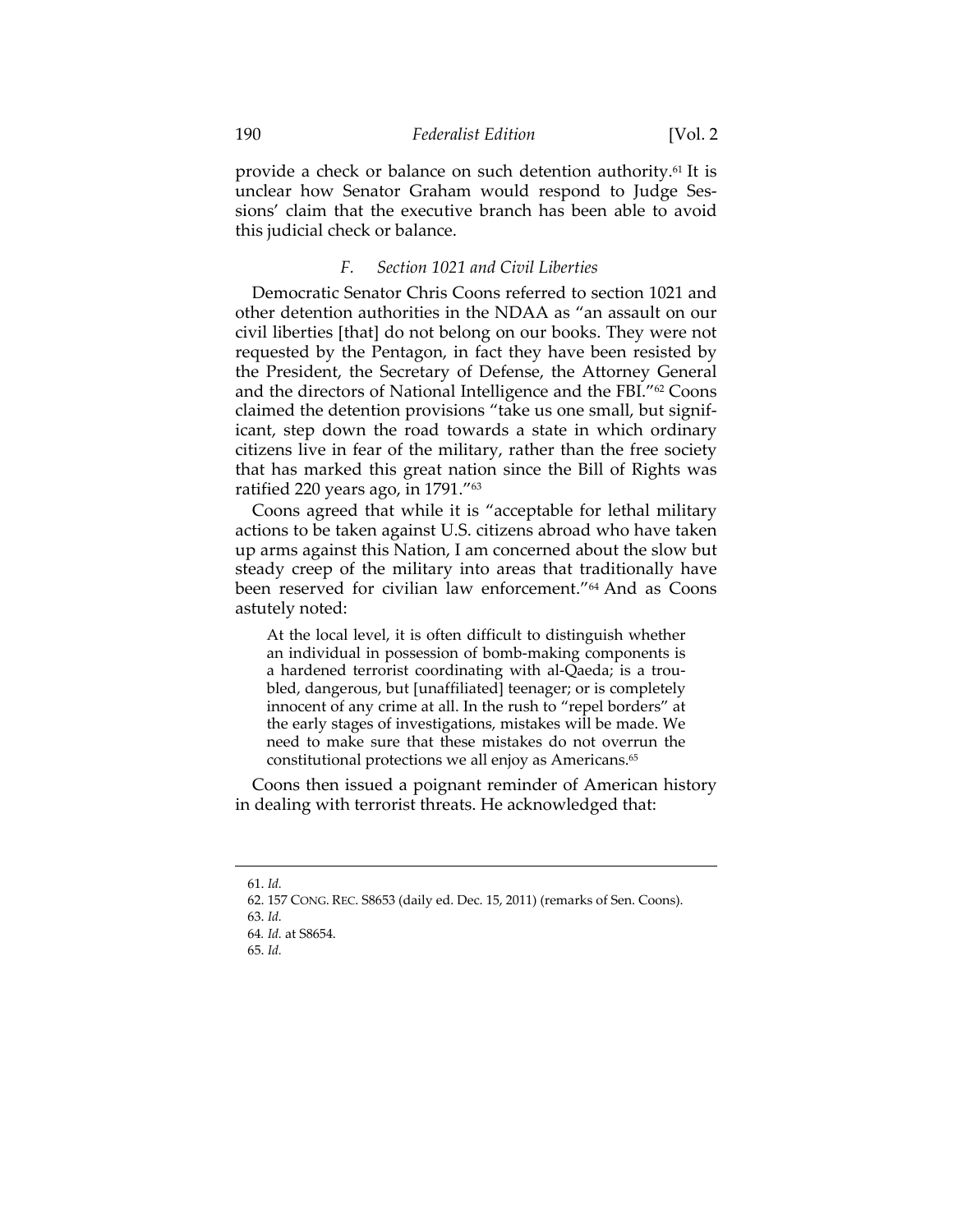provide a check or balance on such detention authority.[61] It is unclear how Senator Graham would respond to Judge Sessions' claim that the executive branch has been able to avoid this judicial check or balance.

### *F. Section 1021 and Civil Liberties*

Democratic Senator Chris Coons referred to section 1021 and other detention authorities in the NDAA as "an assault on our civil liberties [that] do not belong on our books. They were not requested by the Pentagon, in fact they have been resisted by the President, the Secretary of Defense, the Attorney General and the directors of National Intelligence and the FBI."[62] Coons claimed the detention provisions "take us one small, but significant, step down the road towards a state in which ordinary citizens live in fear of the military, rather than the free society that has marked this great nation since the Bill of Rights was ratified 220 years ago, in 1791."[63]

Coons agreed that while it is "acceptable for lethal military actions to be taken against U.S. citizens abroad who have taken up arms against this Nation, I am concerned about the slow but steady creep of the military into areas that traditionally have been reserved for civilian law enforcement."[64] And as Coons astutely noted:

> At the local level, it is often difficult to distinguish whether an individual in possession of bomb-making components is a hardened terrorist coordinating with al-Qaeda; is a troubled, dangerous, but [unaffiliated] teenager; or is completely innocent of any crime at all. In the rush to "repel borders" at the early stages of investigations, mistakes will be made. We need to make sure that these mistakes do not overrun the constitutional protections we all enjoy as Americans.[65]

Coons then issued a poignant reminder of American history in dealing with terrorist threats. He acknowledged that:

---

61. *Id.*

62. 157 CONG. REC. S8653 (daily ed. Dec. 15, 2011) (remarks of Sen. Coons).

63. *Id.*

64. *Id.* at S8654.

65. *Id.*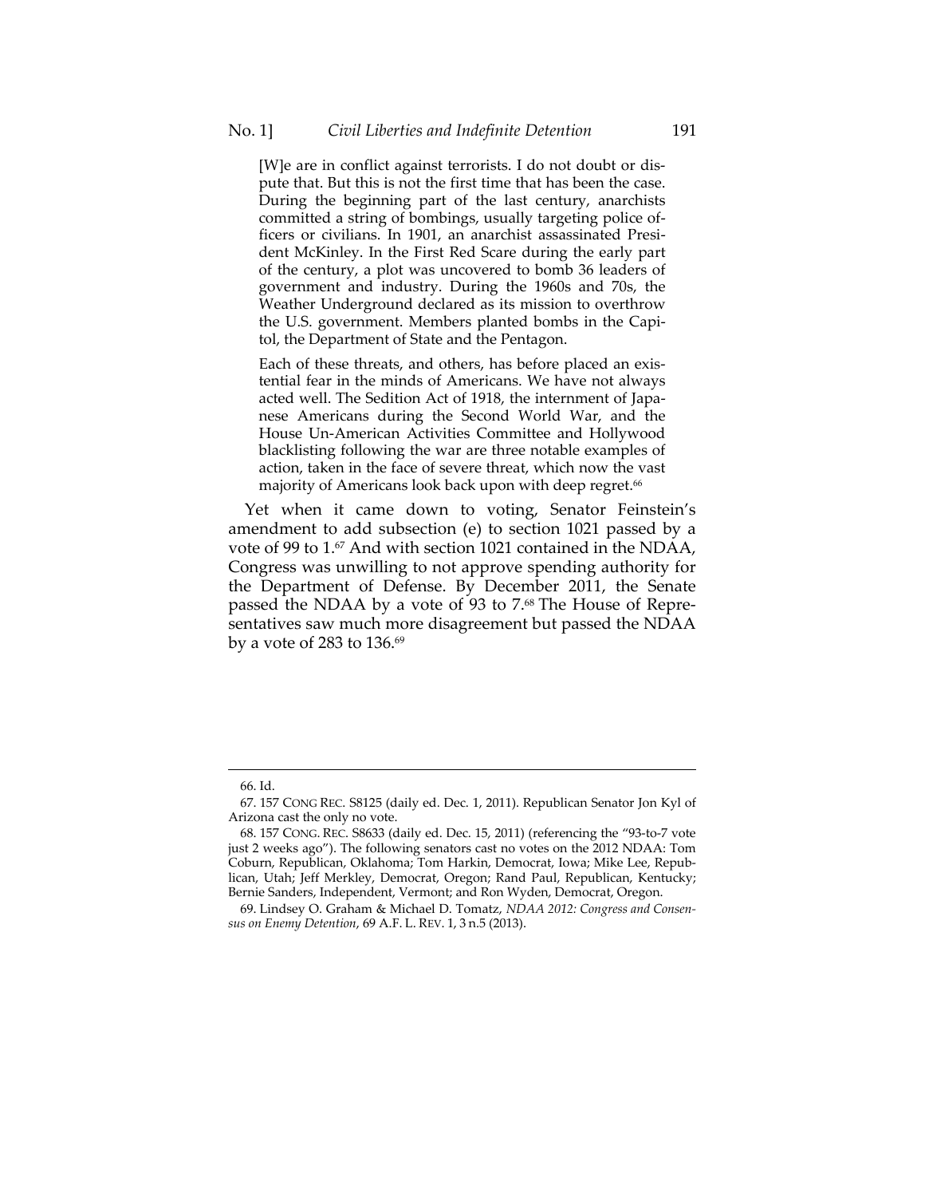> [W]e are in conflict against terrorists. I do not doubt or dispute that. But this is not the first time that has been the case. During the beginning part of the last century, anarchists committed a string of bombings, usually targeting police officers or civilians. In 1901, an anarchist assassinated President McKinley. In the First Red Scare during the early part of the century, a plot was uncovered to bomb 36 leaders of government and industry. During the 1960s and 70s, the Weather Underground declared as its mission to overthrow the U.S. government. Members planted bombs in the Capitol, the Department of State and the Pentagon.
>
> Each of these threats, and others, has before placed an existential fear in the minds of Americans. We have not always acted well. The Sedition Act of 1918, the internment of Japanese Americans during the Second World War, and the House Un-American Activities Committee and Hollywood blacklisting following the war are three notable examples of action, taken in the face of severe threat, which now the vast majority of Americans look back upon with deep regret.[66]

Yet when it came down to voting, Senator Feinstein's amendment to add subsection (e) to section 1021 passed by a vote of 99 to 1.[67] And with section 1021 contained in the NDAA, Congress was unwilling to not approve spending authority for the Department of Defense. By December 2011, the Senate passed the NDAA by a vote of 93 to 7.[68] The House of Representatives saw much more disagreement but passed the NDAA by a vote of 283 to 136.[69]

---

66. Id.

67. 157 CONG REC. S8125 (daily ed. Dec. 1, 2011). Republican Senator Jon Kyl of Arizona cast the only no vote.

68. 157 CONG. REC. S8633 (daily ed. Dec. 15, 2011) (referencing the "93-to-7 vote just 2 weeks ago"). The following senators cast no votes on the 2012 NDAA: Tom Coburn, Republican, Oklahoma; Tom Harkin, Democrat, Iowa; Mike Lee, Republican, Utah; Jeff Merkley, Democrat, Oregon; Rand Paul, Republican, Kentucky; Bernie Sanders, Independent, Vermont; and Ron Wyden, Democrat, Oregon.

69. Lindsey O. Graham & Michael D. Tomatz, *NDAA 2012: Congress and Consensus on Enemy Detention*, 69 A.F. L. REV. 1, 3 n.5 (2013).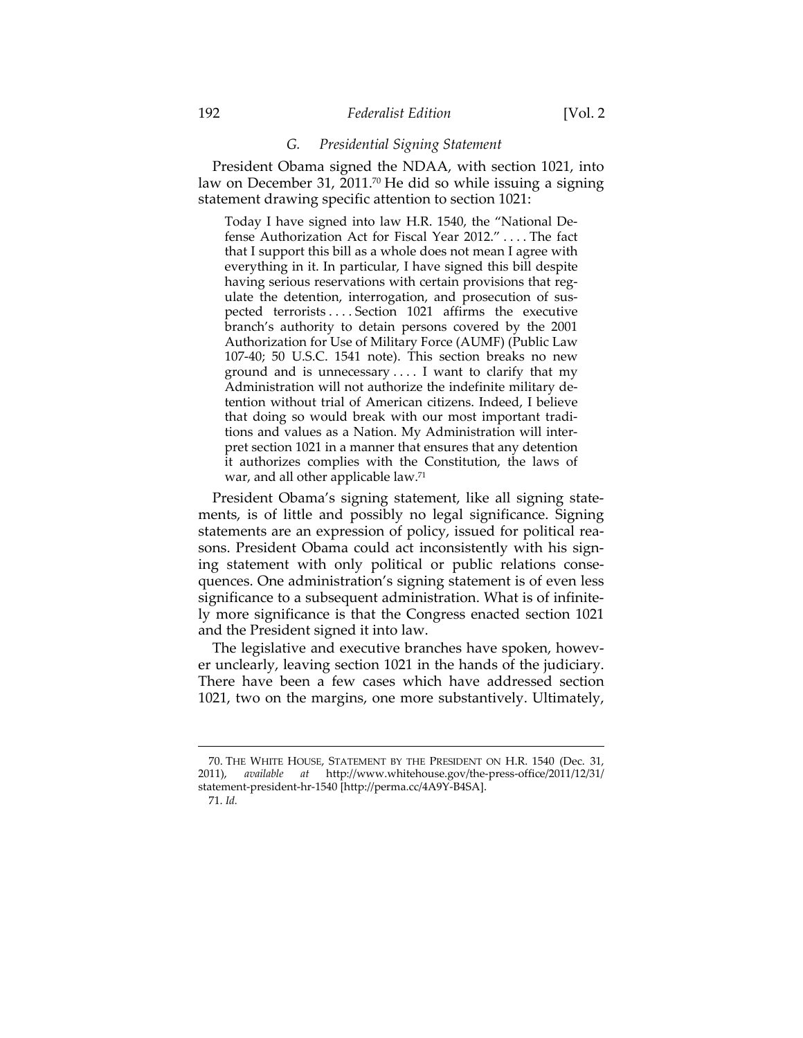### G. *Presidential Signing Statement*

President Obama signed the NDAA, with section 1021, into law on December 31, 2011.[70] He did so while issuing a signing statement drawing specific attention to section 1021:

> Today I have signed into law H.R. 1540, the "National Defense Authorization Act for Fiscal Year 2012." . . . . The fact that I support this bill as a whole does not mean I agree with everything in it. In particular, I have signed this bill despite having serious reservations with certain provisions that regulate the detention, interrogation, and prosecution of suspected terrorists . . . . Section 1021 affirms the executive branch's authority to detain persons covered by the 2001 Authorization for Use of Military Force (AUMF) (Public Law 107-40; 50 U.S.C. 1541 note). This section breaks no new ground and is unnecessary . . . . I want to clarify that my Administration will not authorize the indefinite military detention without trial of American citizens. Indeed, I believe that doing so would break with our most important traditions and values as a Nation. My Administration will interpret section 1021 in a manner that ensures that any detention it authorizes complies with the Constitution, the laws of war, and all other applicable law.[71]

President Obama's signing statement, like all signing statements, is of little and possibly no legal significance. Signing statements are an expression of policy, issued for political reasons. President Obama could act inconsistently with his signing statement with only political or public relations consequences. One administration's signing statement is of even less significance to a subsequent administration. What is of infinitely more significance is that the Congress enacted section 1021 and the President signed it into law.

The legislative and executive branches have spoken, however unclearly, leaving section 1021 in the hands of the judiciary. There have been a few cases which have addressed section 1021, two on the margins, one more substantively. Ultimately,

---

70. THE WHITE HOUSE, STATEMENT BY THE PRESIDENT ON H.R. 1540 (Dec. 31, 2011), *available at* http://www.whitehouse.gov/the-press-office/2011/12/31/statement-president-hr-1540 [http://perma.cc/4A9Y-B4SA].

71. *Id.*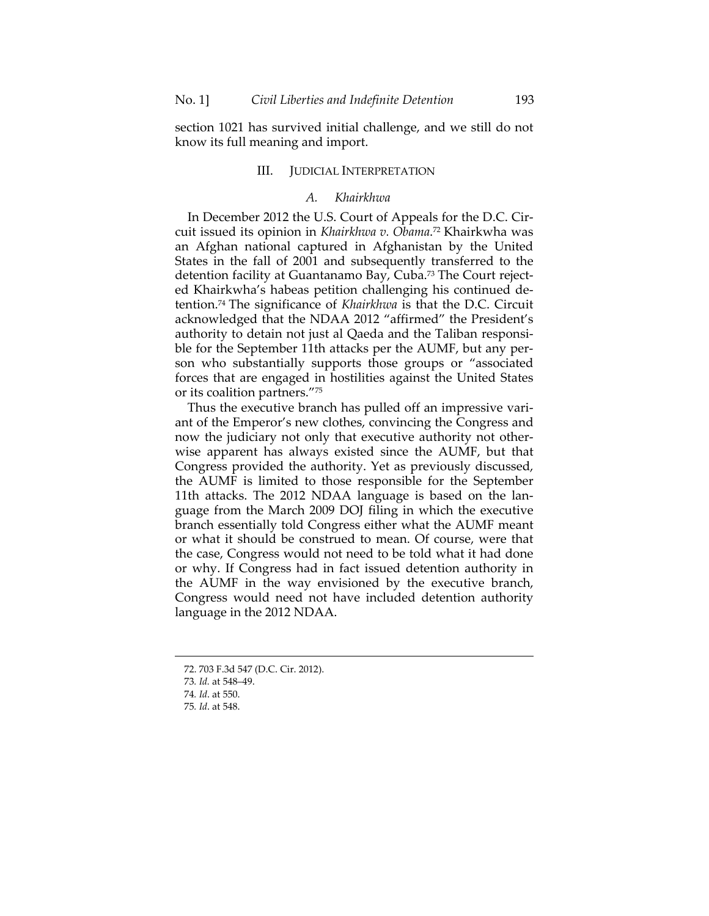section 1021 has survived initial challenge, and we still do not know its full meaning and import.

## III. JUDICIAL INTERPRETATION

### *A. Khairkhwa*

In December 2012 the U.S. Court of Appeals for the D.C. Circuit issued its opinion in *Khairkhwa v. Obama*.[72] Khairkwha was an Afghan national captured in Afghanistan by the United States in the fall of 2001 and subsequently transferred to the detention facility at Guantanamo Bay, Cuba.[73] The Court rejected Khairkwha's habeas petition challenging his continued detention.[74] The significance of *Khairkhwa* is that the D.C. Circuit acknowledged that the NDAA 2012 "affirmed" the President's authority to detain not just al Qaeda and the Taliban responsible for the September 11th attacks per the AUMF, but any person who substantially supports those groups or "associated forces that are engaged in hostilities against the United States or its coalition partners."[75]

Thus the executive branch has pulled off an impressive variant of the Emperor's new clothes, convincing the Congress and now the judiciary not only that executive authority not otherwise apparent has always existed since the AUMF, but that Congress provided the authority. Yet as previously discussed, the AUMF is limited to those responsible for the September 11th attacks. The 2012 NDAA language is based on the language from the March 2009 DOJ filing in which the executive branch essentially told Congress either what the AUMF meant or what it should be construed to mean. Of course, were that the case, Congress would not need to be told what it had done or why. If Congress had in fact issued detention authority in the AUMF in the way envisioned by the executive branch, Congress would need not have included detention authority language in the 2012 NDAA.

---

72. 703 F.3d 547 (D.C. Cir. 2012).

73. *Id.* at 548–49.

74. *Id*. at 550.

75. *Id*. at 548.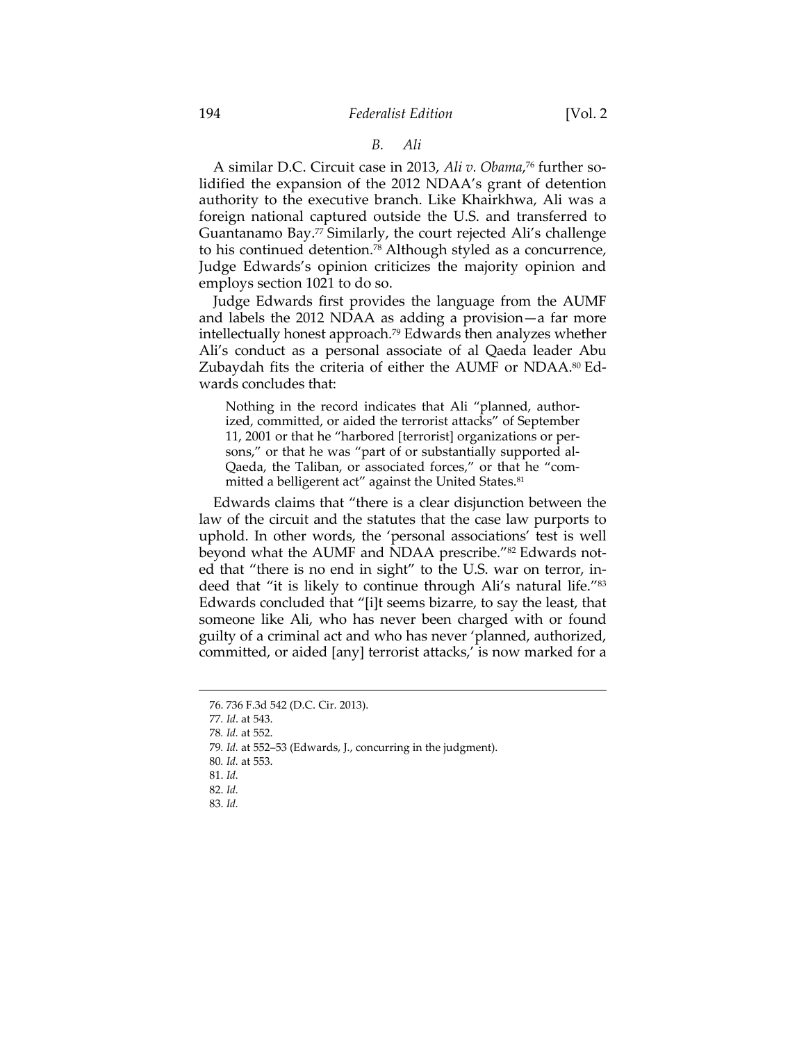### B. *Ali*

A similar D.C. Circuit case in 2013, *Ali v. Obama*,[76] further solidified the expansion of the 2012 NDAA's grant of detention authority to the executive branch. Like Khairkhwa, Ali was a foreign national captured outside the U.S. and transferred to Guantanamo Bay.[77] Similarly, the court rejected Ali's challenge to his continued detention.[78] Although styled as a concurrence, Judge Edwards's opinion criticizes the majority opinion and employs section 1021 to do so.

Judge Edwards first provides the language from the AUMF and labels the 2012 NDAA as adding a provision—a far more intellectually honest approach.[79] Edwards then analyzes whether Ali's conduct as a personal associate of al Qaeda leader Abu Zubaydah fits the criteria of either the AUMF or NDAA.[80] Edwards concludes that:

> Nothing in the record indicates that Ali "planned, authorized, committed, or aided the terrorist attacks" of September 11, 2001 or that he "harbored [terrorist] organizations or persons," or that he was "part of or substantially supported al-Qaeda, the Taliban, or associated forces," or that he "committed a belligerent act" against the United States.[81]

Edwards claims that "there is a clear disjunction between the law of the circuit and the statutes that the case law purports to uphold. In other words, the 'personal associations' test is well beyond what the AUMF and NDAA prescribe."[82] Edwards noted that "there is no end in sight" to the U.S. war on terror, indeed that "it is likely to continue through Ali's natural life."[83] Edwards concluded that "[i]t seems bizarre, to say the least, that someone like Ali, who has never been charged with or found guilty of a criminal act and who has never 'planned, authorized, committed, or aided [any] terrorist attacks,' is now marked for a

---

76. 736 F.3d 542 (D.C. Cir. 2013).
77. *Id*. at 543.
78. *Id.* at 552.
79. *Id.* at 552–53 (Edwards, J., concurring in the judgment).
80. *Id.* at 553.
81. *Id.*
82. *Id.*
83. *Id.*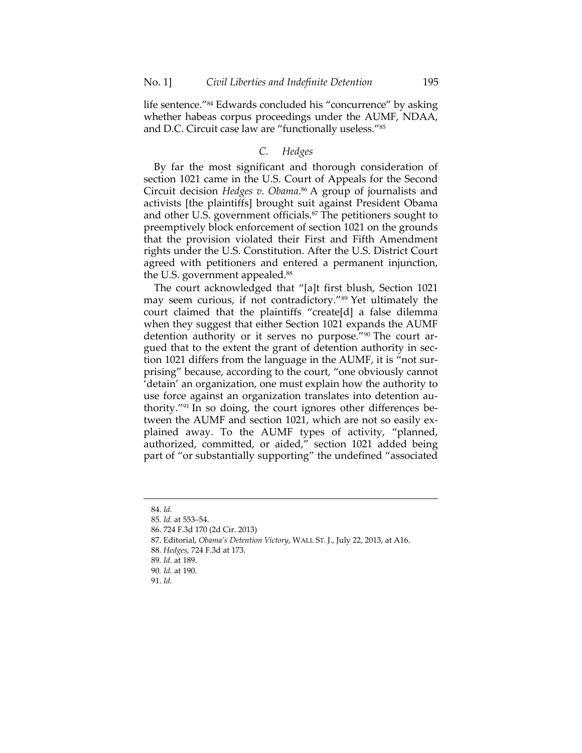life sentence."[84] Edwards concluded his "concurrence" by asking whether habeas corpus proceedings under the AUMF, NDAA, and D.C. Circuit case law are "functionally useless."[85]

### C. *Hedges*

By far the most significant and thorough consideration of section 1021 came in the U.S. Court of Appeals for the Second Circuit decision *Hedges v. Obama*.[86] A group of journalists and activists [the plaintiffs] brought suit against President Obama and other U.S. government officials.[87] The petitioners sought to preemptively block enforcement of section 1021 on the grounds that the provision violated their First and Fifth Amendment rights under the U.S. Constitution. After the U.S. District Court agreed with petitioners and entered a permanent injunction, the U.S. government appealed.[88]

The court acknowledged that "[a]t first blush, Section 1021 may seem curious, if not contradictory."[89] Yet ultimately the court claimed that the plaintiffs "create[d] a false dilemma when they suggest that either Section 1021 expands the AUMF detention authority or it serves no purpose."[90] The court argued that to the extent the grant of detention authority in section 1021 differs from the language in the AUMF, it is "not surprising" because, according to the court, "one obviously cannot 'detain' an organization, one must explain how the authority to use force against an organization translates into detention authority."[91] In so doing, the court ignores other differences between the AUMF and section 1021, which are not so easily explained away. To the AUMF types of activity, "planned, authorized, committed, or aided," section 1021 added being part of "or substantially supporting" the undefined "associated

---

84. *Id.*
85. *Id.* at 553–54.
86. 724 F.3d 170 (2d Cir. 2013)
87. Editorial, *Obama's Detention Victory*, WALL ST. J., July 22, 2013, at A16.
88. *Hedges*, 724 F.3d at 173.
89. *Id.* at 189.
90. *Id.* at 190.
91. *Id.*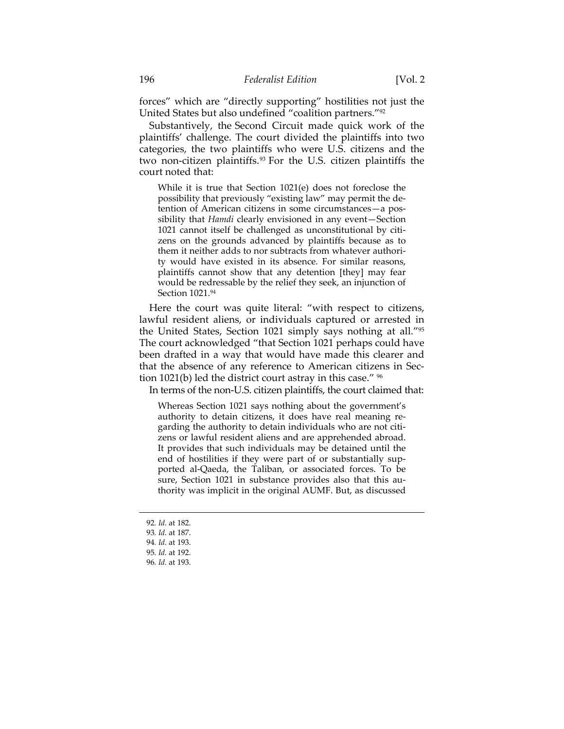forces" which are "directly supporting" hostilities not just the United States but also undefined "coalition partners."[92]

Substantively, the Second Circuit made quick work of the plaintiffs' challenge. The court divided the plaintiffs into two categories, the two plaintiffs who were U.S. citizens and the two non-citizen plaintiffs.[93] For the U.S. citizen plaintiffs the court noted that:

> While it is true that Section 1021(e) does not foreclose the possibility that previously "existing law" may permit the detention of American citizens in some circumstances—a possibility that *Hamdi* clearly envisioned in any event—Section 1021 cannot itself be challenged as unconstitutional by citizens on the grounds advanced by plaintiffs because as to them it neither adds to nor subtracts from whatever authority would have existed in its absence. For similar reasons, plaintiffs cannot show that any detention [they] may fear would be redressable by the relief they seek, an injunction of Section 1021.[94]

Here the court was quite literal: "with respect to citizens, lawful resident aliens, or individuals captured or arrested in the United States, Section 1021 simply says nothing at all."[95] The court acknowledged "that Section 1021 perhaps could have been drafted in a way that would have made this clearer and that the absence of any reference to American citizens in Section 1021(b) led the district court astray in this case." [96]

In terms of the non-U.S. citizen plaintiffs, the court claimed that:

> Whereas Section 1021 says nothing about the government's authority to detain citizens, it does have real meaning regarding the authority to detain individuals who are not citizens or lawful resident aliens and are apprehended abroad. It provides that such individuals may be detained until the end of hostilities if they were part of or substantially supported al-Qaeda, the Taliban, or associated forces. To be sure, Section 1021 in substance provides also that this authority was implicit in the original AUMF. But, as discussed

---

92. *Id.* at 182.
93. *Id.* at 187.
94. *Id.* at 193.
95. *Id.* at 192.
96. *Id.* at 193.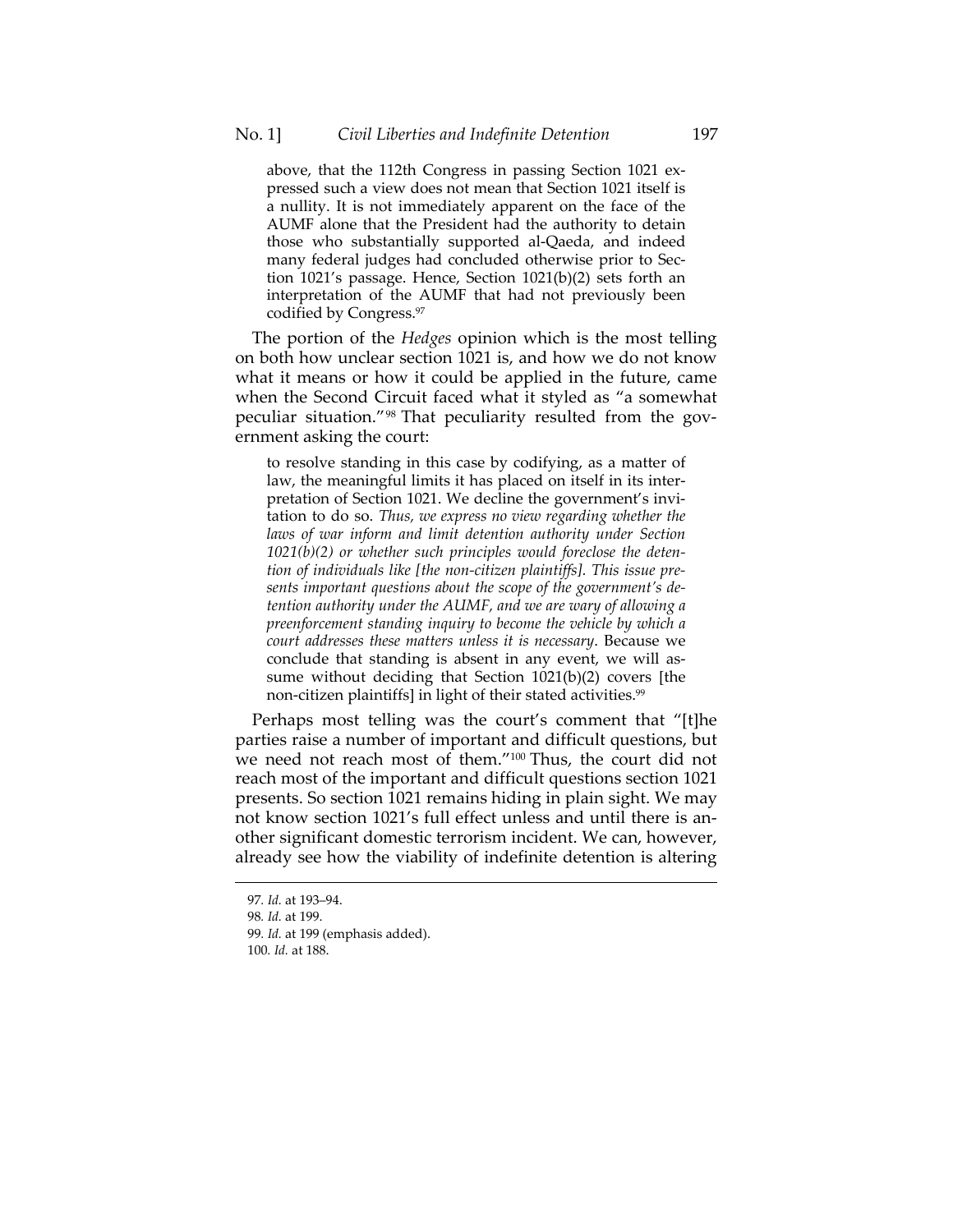> above, that the 112th Congress in passing Section 1021 expressed such a view does not mean that Section 1021 itself is a nullity. It is not immediately apparent on the face of the AUMF alone that the President had the authority to detain those who substantially supported al-Qaeda, and indeed many federal judges had concluded otherwise prior to Section 1021's passage. Hence, Section 1021(b)(2) sets forth an interpretation of the AUMF that had not previously been codified by Congress.[97]

The portion of the *Hedges* opinion which is the most telling on both how unclear section 1021 is, and how we do not know what it means or how it could be applied in the future, came when the Second Circuit faced what it styled as "a somewhat peculiar situation."[98] That peculiarity resulted from the government asking the court:

> to resolve standing in this case by codifying, as a matter of law, the meaningful limits it has placed on itself in its interpretation of Section 1021. We decline the government's invitation to do so. *Thus, we express no view regarding whether the laws of war inform and limit detention authority under Section 1021(b)(2) or whether such principles would foreclose the detention of individuals like [the non-citizen plaintiffs]. This issue presents important questions about the scope of the government's detention authority under the AUMF, and we are wary of allowing a preenforcement standing inquiry to become the vehicle by which a court addresses these matters unless it is necessary*. Because we conclude that standing is absent in any event, we will assume without deciding that Section 1021(b)(2) covers [the non-citizen plaintiffs] in light of their stated activities.[99]

Perhaps most telling was the court's comment that "[t]he parties raise a number of important and difficult questions, but we need not reach most of them."[100] Thus, the court did not reach most of the important and difficult questions section 1021 presents. So section 1021 remains hiding in plain sight. We may not know section 1021's full effect unless and until there is another significant domestic terrorism incident. We can, however, already see how the viability of indefinite detention is altering

---

97. *Id.* at 193–94.

98. *Id.* at 199.

99. *Id.* at 199 (emphasis added).

100. *Id.* at 188.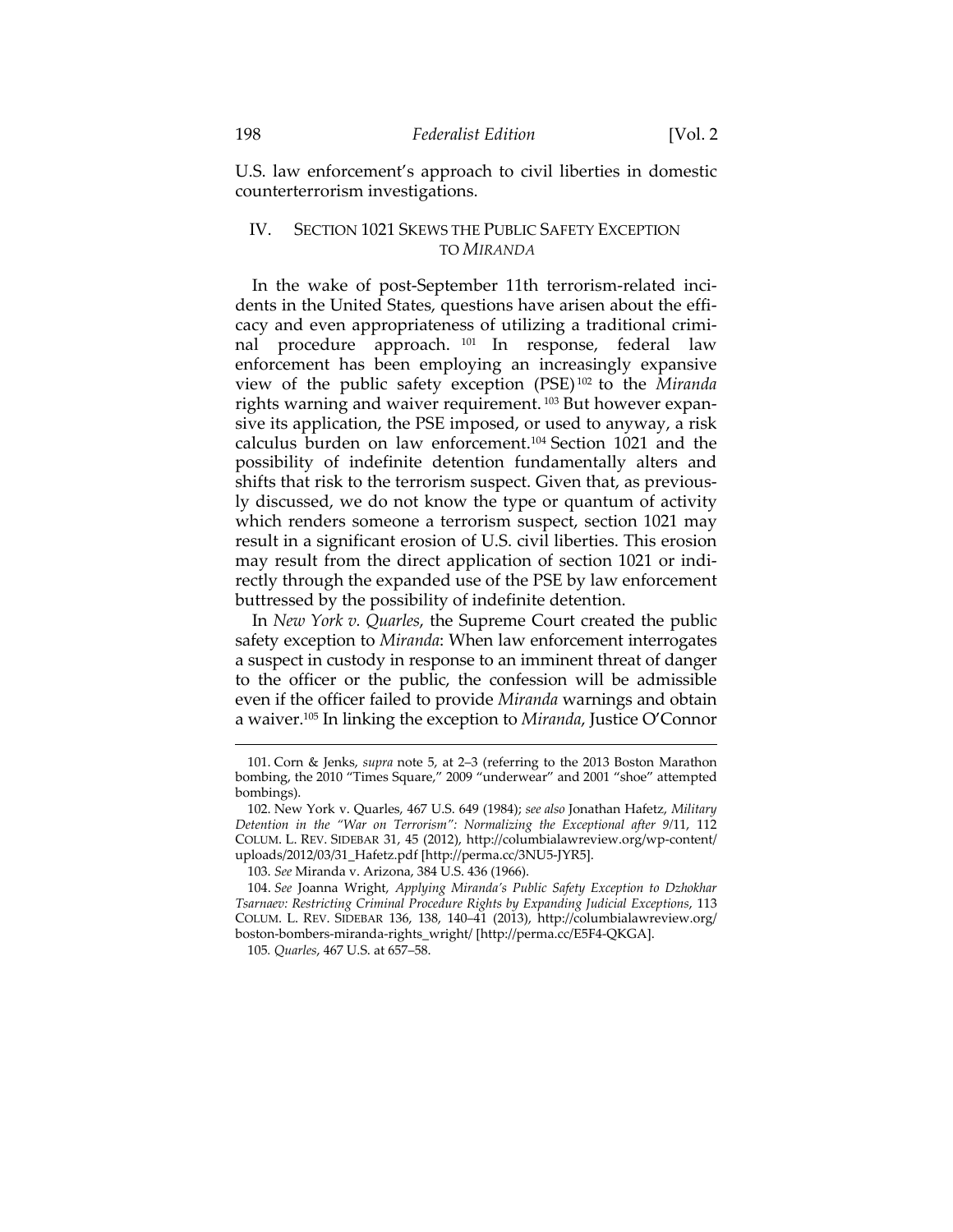U.S. law enforcement's approach to civil liberties in domestic counterterrorism investigations.

## IV. SECTION 1021 SKEWS THE PUBLIC SAFETY EXCEPTION TO *MIRANDA*

In the wake of post-September 11th terrorism-related incidents in the United States, questions have arisen about the efficacy and even appropriateness of utilizing a traditional criminal procedure approach.[101] In response, federal law enforcement has been employing an increasingly expansive view of the public safety exception (PSE)[102] to the *Miranda* rights warning and waiver requirement.[103] But however expansive its application, the PSE imposed, or used to anyway, a risk calculus burden on law enforcement.[104] Section 1021 and the possibility of indefinite detention fundamentally alters and shifts that risk to the terrorism suspect. Given that, as previously discussed, we do not know the type or quantum of activity which renders someone a terrorism suspect, section 1021 may result in a significant erosion of U.S. civil liberties. This erosion may result from the direct application of section 1021 or indirectly through the expanded use of the PSE by law enforcement buttressed by the possibility of indefinite detention.

In *New York v. Quarles*, the Supreme Court created the public safety exception to *Miranda*: When law enforcement interrogates a suspect in custody in response to an imminent threat of danger to the officer or the public, the confession will be admissible even if the officer failed to provide *Miranda* warnings and obtain a waiver.[105] In linking the exception to *Miranda*, Justice O'Connor

---

101. Corn & Jenks, *supra* note 5, at 2–3 (referring to the 2013 Boston Marathon bombing, the 2010 "Times Square," 2009 "underwear" and 2001 "shoe" attempted bombings).

102. New York v. Quarles, 467 U.S. 649 (1984); *see also* Jonathan Hafetz, *Military Detention in the "War on Terrorism": Normalizing the Exceptional after 9/11*, 112 COLUM. L. REV. SIDEBAR 31, 45 (2012), http://columbialawreview.org/wp-content/uploads/2012/03/31_Hafetz.pdf [http://perma.cc/3NU5-JYR5].

103. *See* Miranda v. Arizona, 384 U.S. 436 (1966).

104. *See* Joanna Wright, *Applying Miranda's Public Safety Exception to Dzhokhar Tsarnaev: Restricting Criminal Procedure Rights by Expanding Judicial Exceptions*, 113 COLUM. L. REV. SIDEBAR 136, 138, 140–41 (2013), http://columbialawreview.org/boston-bombers-miranda-rights_wright/ [http://perma.cc/E5F4-QKGA].

105. *Quarles*, 467 U.S. at 657–58.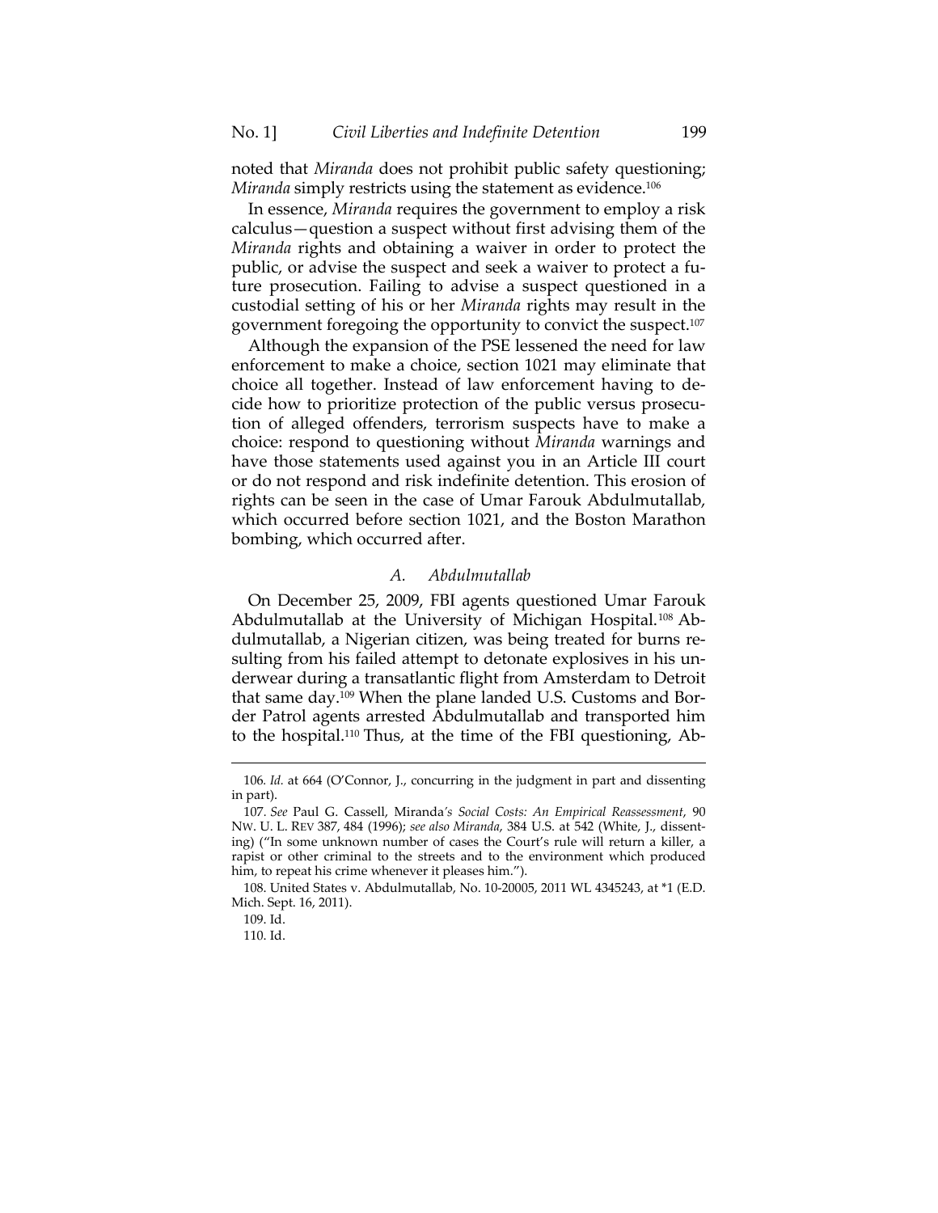noted that *Miranda* does not prohibit public safety questioning; *Miranda* simply restricts using the statement as evidence.[106]

In essence, *Miranda* requires the government to employ a risk calculus—question a suspect without first advising them of the *Miranda* rights and obtaining a waiver in order to protect the public, or advise the suspect and seek a waiver to protect a future prosecution. Failing to advise a suspect questioned in a custodial setting of his or her *Miranda* rights may result in the government foregoing the opportunity to convict the suspect.[107]

Although the expansion of the PSE lessened the need for law enforcement to make a choice, section 1021 may eliminate that choice all together. Instead of law enforcement having to decide how to prioritize protection of the public versus prosecution of alleged offenders, terrorism suspects have to make a choice: respond to questioning without *Miranda* warnings and have those statements used against you in an Article III court or do not respond and risk indefinite detention. This erosion of rights can be seen in the case of Umar Farouk Abdulmutallab, which occurred before section 1021, and the Boston Marathon bombing, which occurred after.

### *A. Abdulmutallab*

On December 25, 2009, FBI agents questioned Umar Farouk Abdulmutallab at the University of Michigan Hospital.[108] Abdulmutallab, a Nigerian citizen, was being treated for burns resulting from his failed attempt to detonate explosives in his underwear during a transatlantic flight from Amsterdam to Detroit that same day.[109] When the plane landed U.S. Customs and Border Patrol agents arrested Abdulmutallab and transported him to the hospital.[110] Thus, at the time of the FBI questioning, Ab-

---

106. *Id.* at 664 (O'Connor, J., concurring in the judgment in part and dissenting in part).

107. *See* Paul G. Cassell, Miranda*'s Social Costs: An Empirical Reassessment*, 90 NW. U. L. REV 387, 484 (1996); *see also Miranda*, 384 U.S. at 542 (White, J., dissenting) ("In some unknown number of cases the Court's rule will return a killer, a rapist or other criminal to the streets and to the environment which produced him, to repeat his crime whenever it pleases him.").

108. United States v. Abdulmutallab, No. 10-20005, 2011 WL 4345243, at *1 (E.D. Mich. Sept. 16, 2011).

109. Id.

110. Id.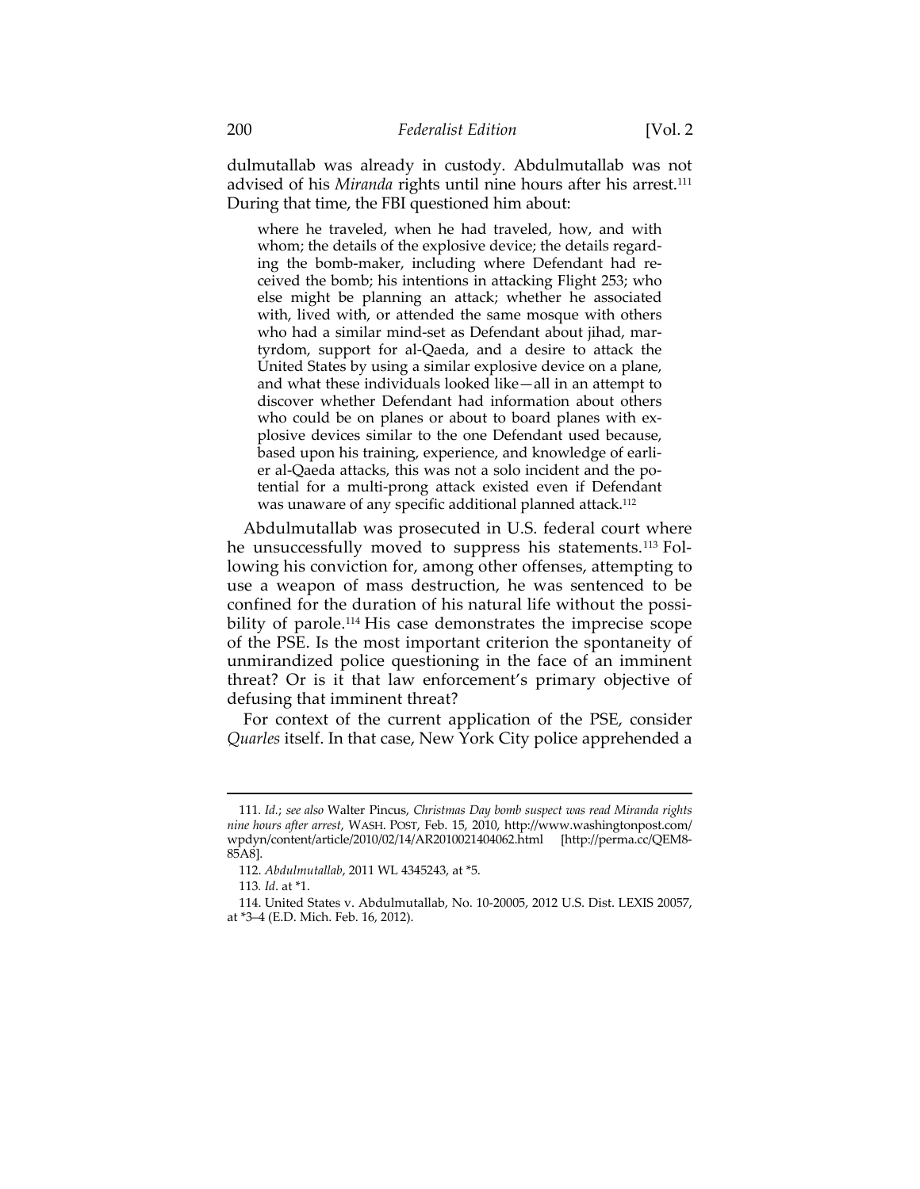dulmutallab was already in custody. Abdulmutallab was not advised of his *Miranda* rights until nine hours after his arrest.[111] During that time, the FBI questioned him about:

> where he traveled, when he had traveled, how, and with whom; the details of the explosive device; the details regarding the bomb-maker, including where Defendant had received the bomb; his intentions in attacking Flight 253; who else might be planning an attack; whether he associated with, lived with, or attended the same mosque with others who had a similar mind-set as Defendant about jihad, martyrdom, support for al-Qaeda, and a desire to attack the United States by using a similar explosive device on a plane, and what these individuals looked like—all in an attempt to discover whether Defendant had information about others who could be on planes or about to board planes with explosive devices similar to the one Defendant used because, based upon his training, experience, and knowledge of earlier al-Qaeda attacks, this was not a solo incident and the potential for a multi-prong attack existed even if Defendant was unaware of any specific additional planned attack.[112]

Abdulmutallab was prosecuted in U.S. federal court where he unsuccessfully moved to suppress his statements.[113] Following his conviction for, among other offenses, attempting to use a weapon of mass destruction, he was sentenced to be confined for the duration of his natural life without the possibility of parole.[114] His case demonstrates the imprecise scope of the PSE. Is the most important criterion the spontaneity of unmirandized police questioning in the face of an imminent threat? Or is it that law enforcement's primary objective of defusing that imminent threat?

For context of the current application of the PSE, consider *Quarles* itself. In that case, New York City police apprehended a

---

111. *Id.*; *see also* Walter Pincus, *Christmas Day bomb suspect was read Miranda rights nine hours after arrest*, WASH. POST, Feb. 15, 2010, http://www.washingtonpost.com/wpdyn/content/article/2010/02/14/AR2010021404062.html [http://perma.cc/QEM8-85A8].

112. *Abdulmutallab*, 2011 WL 4345243, at *5.

113. *Id*. at *1.

114. United States v. Abdulmutallab, No. 10-20005, 2012 U.S. Dist. LEXIS 20057, at *3–4 (E.D. Mich. Feb. 16, 2012).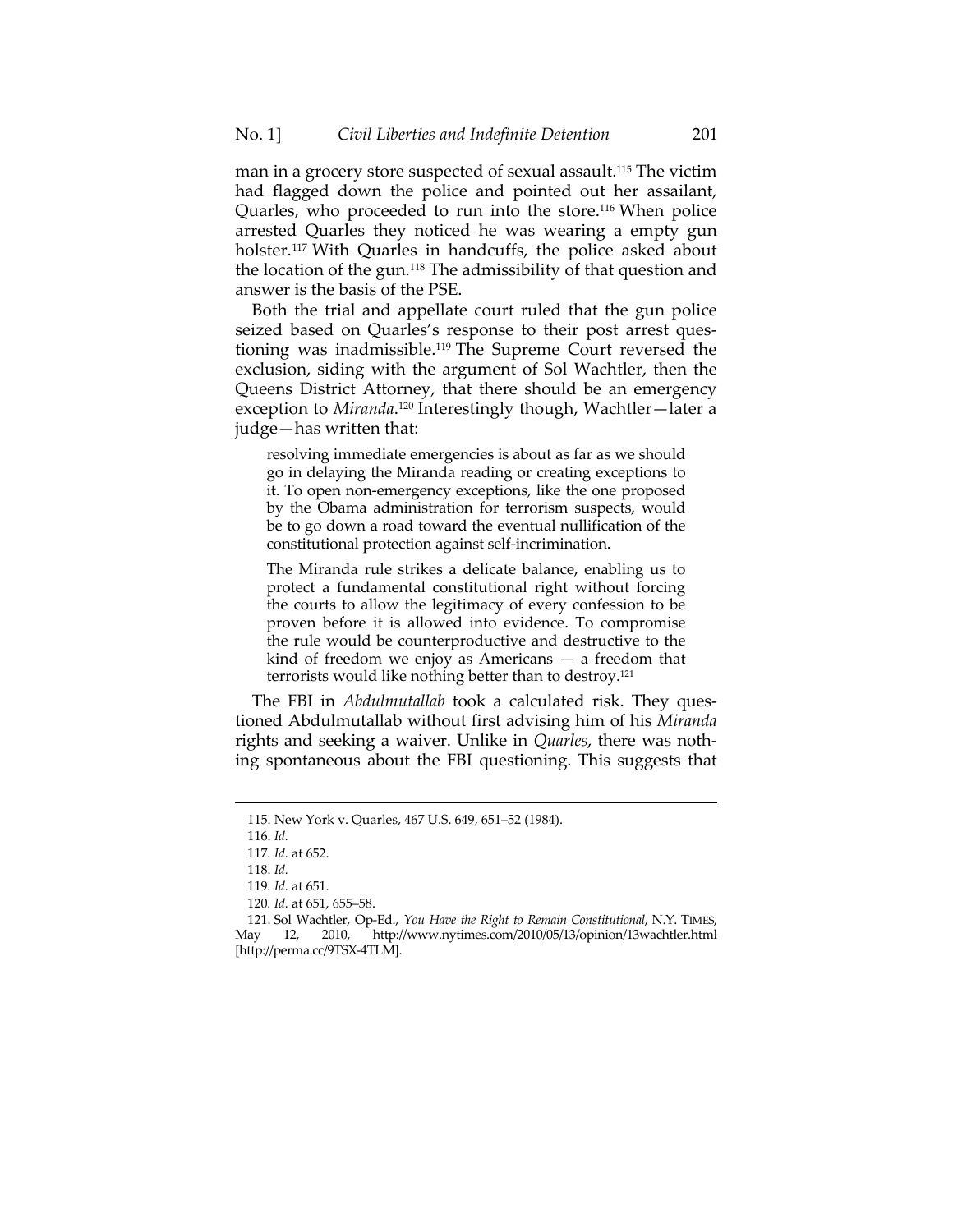man in a grocery store suspected of sexual assault.[115] The victim had flagged down the police and pointed out her assailant, Quarles, who proceeded to run into the store.[116] When police arrested Quarles they noticed he was wearing a empty gun holster.[117] With Quarles in handcuffs, the police asked about the location of the gun.[118] The admissibility of that question and answer is the basis of the PSE.

Both the trial and appellate court ruled that the gun police seized based on Quarles's response to their post arrest questioning was inadmissible.[119] The Supreme Court reversed the exclusion, siding with the argument of Sol Wachtler, then the Queens District Attorney, that there should be an emergency exception to *Miranda*.[120] Interestingly though, Wachtler—later a judge—has written that:

> resolving immediate emergencies is about as far as we should go in delaying the Miranda reading or creating exceptions to it. To open non-emergency exceptions, like the one proposed by the Obama administration for terrorism suspects, would be to go down a road toward the eventual nullification of the constitutional protection against self-incrimination.
>
> The Miranda rule strikes a delicate balance, enabling us to protect a fundamental constitutional right without forcing the courts to allow the legitimacy of every confession to be proven before it is allowed into evidence. To compromise the rule would be counterproductive and destructive to the kind of freedom we enjoy as Americans — a freedom that terrorists would like nothing better than to destroy.[121]

The FBI in *Abdulmutallab* took a calculated risk. They questioned Abdulmutallab without first advising him of his *Miranda* rights and seeking a waiver. Unlike in *Quarles*, there was nothing spontaneous about the FBI questioning. This suggests that

---

115. New York v. Quarles, 467 U.S. 649, 651–52 (1984).

116. *Id.*

117. *Id.* at 652.

118. *Id.*

119. *Id.* at 651.

120. *Id.* at 651, 655–58.

121. Sol Wachtler, Op-Ed., *You Have the Right to Remain Constitutional*, N.Y. TIMES, May 12, 2010, http://www.nytimes.com/2010/05/13/opinion/13wachtler.html [http://perma.cc/9TSX-4TLM].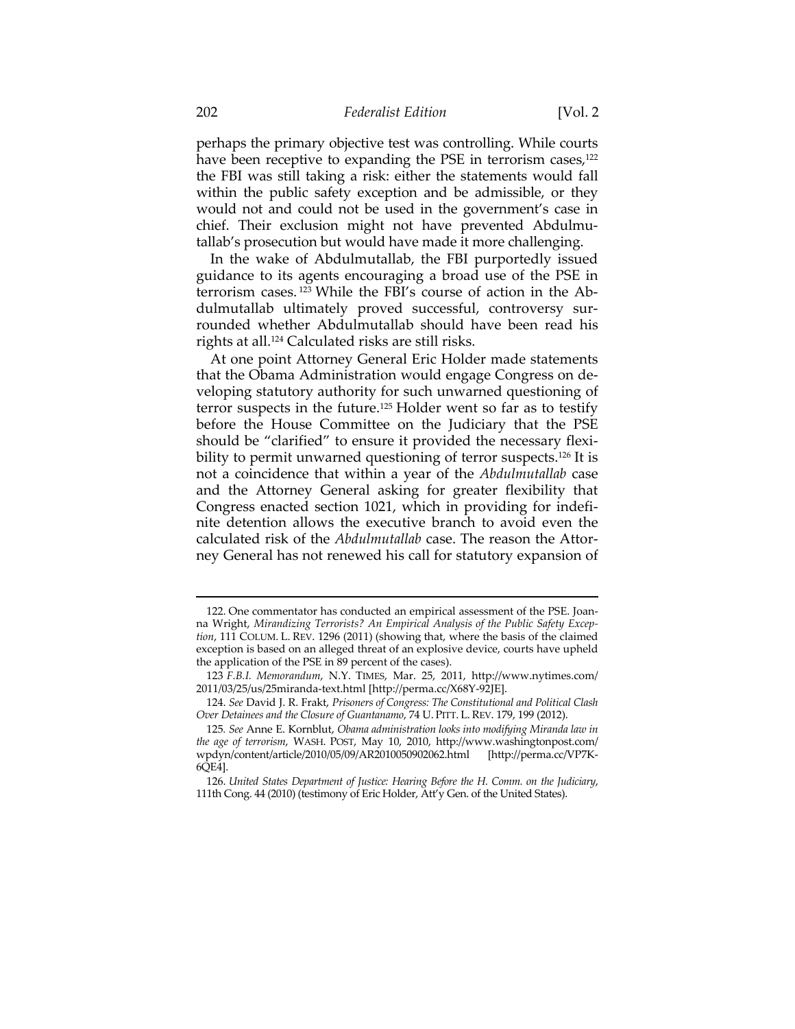perhaps the primary objective test was controlling. While courts have been receptive to expanding the PSE in terrorism cases,[122] the FBI was still taking a risk: either the statements would fall within the public safety exception and be admissible, or they would not and could not be used in the government's case in chief. Their exclusion might not have prevented Abdulmutallab's prosecution but would have made it more challenging.

In the wake of Abdulmutallab, the FBI purportedly issued guidance to its agents encouraging a broad use of the PSE in terrorism cases.[123] While the FBI's course of action in the Abdulmutallab ultimately proved successful, controversy surrounded whether Abdulmutallab should have been read his rights at all.[124] Calculated risks are still risks.

At one point Attorney General Eric Holder made statements that the Obama Administration would engage Congress on developing statutory authority for such unwarned questioning of terror suspects in the future.[125] Holder went so far as to testify before the House Committee on the Judiciary that the PSE should be "clarified" to ensure it provided the necessary flexibility to permit unwarned questioning of terror suspects.[126] It is not a coincidence that within a year of the *Abdulmutallab* case and the Attorney General asking for greater flexibility that Congress enacted section 1021, which in providing for indefinite detention allows the executive branch to avoid even the calculated risk of the *Abdulmutallab* case. The reason the Attorney General has not renewed his call for statutory expansion of

---

122. One commentator has conducted an empirical assessment of the PSE. Joanna Wright, *Mirandizing Terrorists? An Empirical Analysis of the Public Safety Exception*, 111 COLUM. L. REV. 1296 (2011) (showing that, where the basis of the claimed exception is based on an alleged threat of an explosive device, courts have upheld the application of the PSE in 89 percent of the cases).

123 *F.B.I. Memorandum*, N.Y. TIMES, Mar. 25, 2011, http://www.nytimes.com/2011/03/25/us/25miranda-text.html [http://perma.cc/X68Y-92JE].

124. *See* David J. R. Frakt, *Prisoners of Congress: The Constitutional and Political Clash Over Detainees and the Closure of Guantanamo*, 74 U. PITT. L. REV. 179, 199 (2012).

125. *See* Anne E. Kornblut, *Obama administration looks into modifying Miranda law in the age of terrorism*, WASH. POST, May 10, 2010, http://www.washingtonpost.com/wpdyn/content/article/2010/05/09/AR2010050902062.html [http://perma.cc/VP7K-6QE4].

126. *United States Department of Justice: Hearing Before the H. Comm. on the Judiciary*, 111th Cong. 44 (2010) (testimony of Eric Holder, Att'y Gen. of the United States).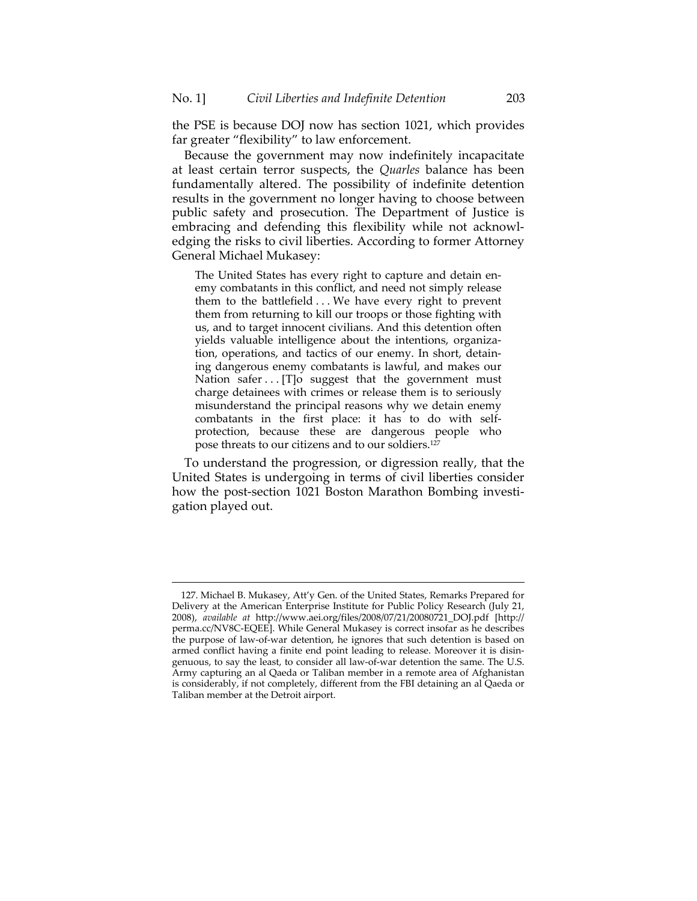the PSE is because DOJ now has section 1021, which provides far greater "flexibility" to law enforcement.

Because the government may now indefinitely incapacitate at least certain terror suspects, the *Quarles* balance has been fundamentally altered. The possibility of indefinite detention results in the government no longer having to choose between public safety and prosecution. The Department of Justice is embracing and defending this flexibility while not acknowledging the risks to civil liberties. According to former Attorney General Michael Mukasey:

> The United States has every right to capture and detain enemy combatants in this conflict, and need not simply release them to the battlefield . . . We have every right to prevent them from returning to kill our troops or those fighting with us, and to target innocent civilians. And this detention often yields valuable intelligence about the intentions, organization, operations, and tactics of our enemy. In short, detaining dangerous enemy combatants is lawful, and makes our Nation safer . . . [T]o suggest that the government must charge detainees with crimes or release them is to seriously misunderstand the principal reasons why we detain enemy combatants in the first place: it has to do with self-protection, because these are dangerous people who pose threats to our citizens and to our soldiers.[127]

To understand the progression, or digression really, that the United States is undergoing in terms of civil liberties consider how the post-section 1021 Boston Marathon Bombing investigation played out.

---

127. Michael B. Mukasey, Att'y Gen. of the United States, Remarks Prepared for Delivery at the American Enterprise Institute for Public Policy Research (July 21, 2008), *available at* http://www.aei.org/files/2008/07/21/20080721_DOJ.pdf [http://perma.cc/NV8C-EQEE]. While General Mukasey is correct insofar as he describes the purpose of law-of-war detention, he ignores that such detention is based on armed conflict having a finite end point leading to release. Moreover it is disingenuous, to say the least, to consider all law-of-war detention the same. The U.S. Army capturing an al Qaeda or Taliban member in a remote area of Afghanistan is considerably, if not completely, different from the FBI detaining an al Qaeda or Taliban member at the Detroit airport.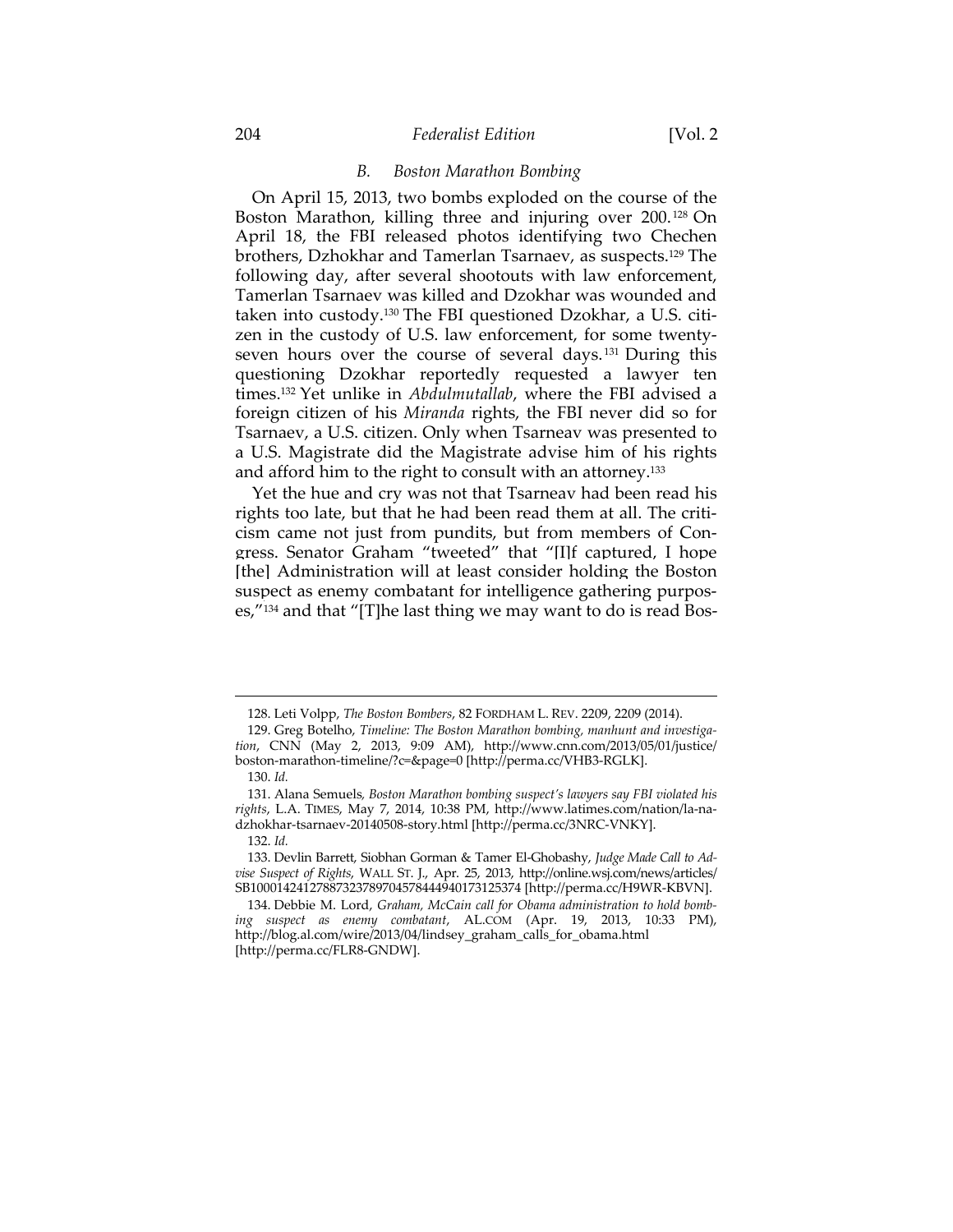### *B. Boston Marathon Bombing*

On April 15, 2013, two bombs exploded on the course of the Boston Marathon, killing three and injuring over 200.[128] On April 18, the FBI released photos identifying two Chechen brothers, Dzhokhar and Tamerlan Tsarnaev, as suspects.[129] The following day, after several shootouts with law enforcement, Tamerlan Tsarnaev was killed and Dzokhar was wounded and taken into custody.[130] The FBI questioned Dzokhar, a U.S. citizen in the custody of U.S. law enforcement, for some twenty-seven hours over the course of several days.[131] During this questioning Dzokhar reportedly requested a lawyer ten times.[132] Yet unlike in *Abdulmutallab*, where the FBI advised a foreign citizen of his *Miranda* rights, the FBI never did so for Tsarnaev, a U.S. citizen. Only when Tsarneav was presented to a U.S. Magistrate did the Magistrate advise him of his rights and afford him to the right to consult with an attorney.[133]

Yet the hue and cry was not that Tsarneav had been read his rights too late, but that he had been read them at all. The criticism came not just from pundits, but from members of Congress. Senator Graham "tweeted" that "[I]f captured, I hope [the] Administration will at least consider holding the Boston suspect as enemy combatant for intelligence gathering purposes,"[134] and that "[T]he last thing we may want to do is read Bos-

---

128. Leti Volpp, *The Boston Bombers*, 82 FORDHAM L. REV. 2209, 2209 (2014).

129. Greg Botelho, *Timeline: The Boston Marathon bombing, manhunt and investigation*, CNN (May 2, 2013, 9:09 AM), http://www.cnn.com/2013/05/01/justice/boston-marathon-timeline/?c=&page=0 [http://perma.cc/VHB3-RGLK].

130. *Id.*

131. Alana Semuels, *Boston Marathon bombing suspect's lawyers say FBI violated his rights*, L.A. TIMES, May 7, 2014, 10:38 PM, http://www.latimes.com/nation/la-na-dzhokhar-tsarnaev-20140508-story.html [http://perma.cc/3NRC-VNKY].

132. *Id.*

133. Devlin Barrett, Siobhan Gorman & Tamer El-Ghobashy, *Judge Made Call to Advise Suspect of Rights*, WALL ST. J., Apr. 25, 2013, http://online.wsj.com/news/articles/SB10001424127887323789704578444940173125374 [http://perma.cc/H9WR-KBVN].

134. Debbie M. Lord, *Graham, McCain call for Obama administration to hold bombing suspect as enemy combatant*, AL.COM (Apr. 19, 2013, 10:33 PM), http://blog.al.com/wire/2013/04/lindsey_graham_calls_for_obama.html [http://perma.cc/FLR8-GNDW].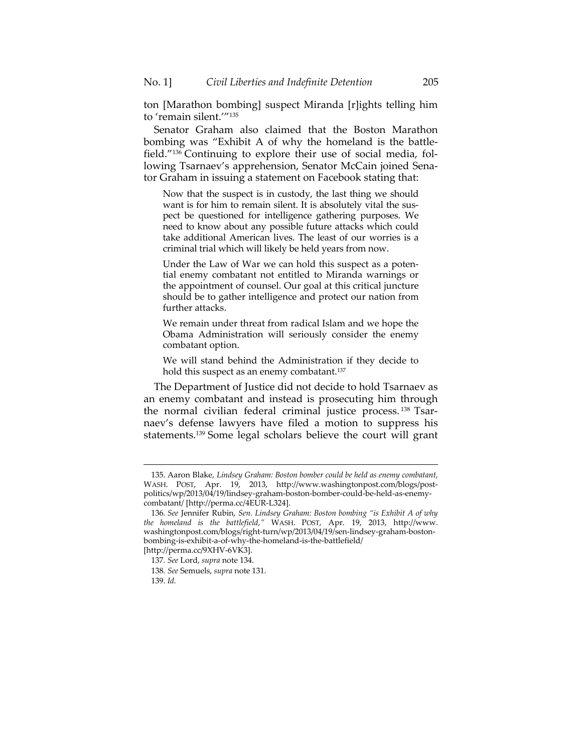ton [Marathon bombing] suspect Miranda [r]ights telling him to 'remain silent.'"[135]

Senator Graham also claimed that the Boston Marathon bombing was "Exhibit A of why the homeland is the battlefield."[136] Continuing to explore their use of social media, following Tsarnaev's apprehension, Senator McCain joined Senator Graham in issuing a statement on Facebook stating that:

> Now that the suspect is in custody, the last thing we should want is for him to remain silent. It is absolutely vital the suspect be questioned for intelligence gathering purposes. We need to know about any possible future attacks which could take additional American lives. The least of our worries is a criminal trial which will likely be held years from now.
>
> Under the Law of War we can hold this suspect as a potential enemy combatant not entitled to Miranda warnings or the appointment of counsel. Our goal at this critical juncture should be to gather intelligence and protect our nation from further attacks.
>
> We remain under threat from radical Islam and we hope the Obama Administration will seriously consider the enemy combatant option.
>
> We will stand behind the Administration if they decide to hold this suspect as an enemy combatant.[137]

The Department of Justice did not decide to hold Tsarnaev as an enemy combatant and instead is prosecuting him through the normal civilian federal criminal justice process.[138] Tsarnaev's defense lawyers have filed a motion to suppress his statements.[139] Some legal scholars believe the court will grant

---

135. Aaron Blake, *Lindsey Graham: Boston bomber could be held as enemy combatant*, WASH. POST, Apr. 19, 2013, http://www.washingtonpost.com/blogs/post-politics/wp/2013/04/19/lindsey-graham-boston-bomber-could-be-held-as-enemy-combatant/ [http://perma.cc/4EUR-L324].

136. *See* Jennifer Rubin, *Sen. Lindsey Graham: Boston bombing "is Exhibit A of why the homeland is the battlefield,"* WASH. POST, Apr. 19, 2013, http://www.washingtonpost.com/blogs/right-turn/wp/2013/04/19/sen-lindsey-graham-boston-bombing-is-exhibit-a-of-why-the-homeland-is-the-battlefield/ [http://perma.cc/9XHV-6VK3].

137. *See* Lord, *supra* note 134.

138. *See* Semuels, *supra* note 131.

139. *Id.*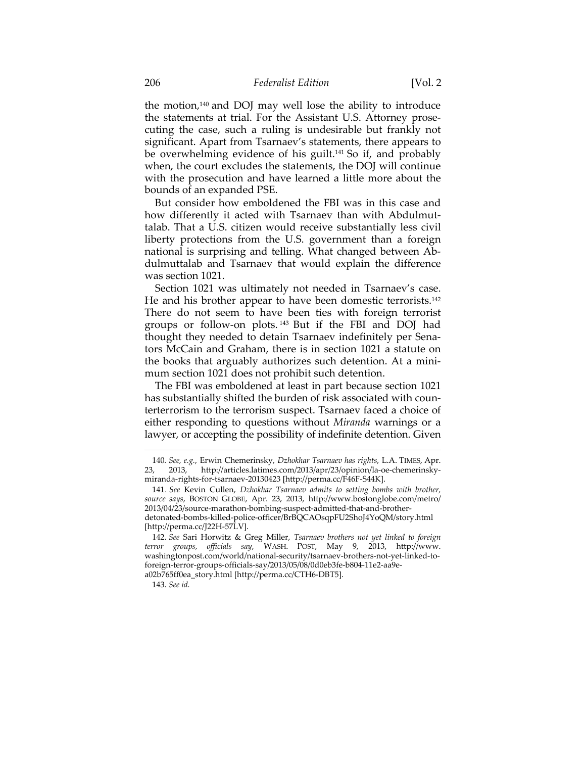the motion,[140] and DOJ may well lose the ability to introduce the statements at trial. For the Assistant U.S. Attorney prosecuting the case, such a ruling is undesirable but frankly not significant. Apart from Tsarnaev's statements, there appears to be overwhelming evidence of his guilt.[141] So if, and probably when, the court excludes the statements, the DOJ will continue with the prosecution and have learned a little more about the bounds of an expanded PSE.

But consider how emboldened the FBI was in this case and how differently it acted with Tsarnaev than with Abdulmuttalab. That a U.S. citizen would receive substantially less civil liberty protections from the U.S. government than a foreign national is surprising and telling. What changed between Abdulmuttalab and Tsarnaev that would explain the difference was section 1021.

Section 1021 was ultimately not needed in Tsarnaev's case. He and his brother appear to have been domestic terrorists.[142] There do not seem to have been ties with foreign terrorist groups or follow-on plots.[143] But if the FBI and DOJ had thought they needed to detain Tsarnaev indefinitely per Senators McCain and Graham, there is in section 1021 a statute on the books that arguably authorizes such detention. At a minimum section 1021 does not prohibit such detention.

The FBI was emboldened at least in part because section 1021 has substantially shifted the burden of risk associated with counterterrorism to the terrorism suspect. Tsarnaev faced a choice of either responding to questions without *Miranda* warnings or a lawyer, or accepting the possibility of indefinite detention. Given

---

140. *See, e.g.*, Erwin Chemerinsky, *Dzhokhar Tsarnaev has rights*, L.A. TIMES, Apr. 23, 2013, http://articles.latimes.com/2013/apr/23/opinion/la-oe-chemerinsky-miranda-rights-for-tsarnaev-20130423 [http://perma.cc/F46F-S44K].

141. *See* Kevin Cullen, *Dzhokhar Tsarnaev admits to setting bombs with brother, source says*, BOSTON GLOBE, Apr. 23, 2013, http://www.bostonglobe.com/metro/2013/04/23/source-marathon-bombing-suspect-admitted-that-and-brother-detonated-bombs-killed-police-officer/BrBQCAOsqpFU2ShoJ4YoQM/story.html [http://perma.cc/J22H-57LV].

142. *See* Sari Horwitz & Greg Miller, *Tsarnaev brothers not yet linked to foreign terror groups, officials say*, WASH. POST, May 9, 2013, http://www.washingtonpost.com/world/national-security/tsarnaev-brothers-not-yet-linked-to-foreign-terror-groups-officials-say/2013/05/08/0d0eb3fe-b804-11e2-aa9e-a02b765ff0ea_story.html [http://perma.cc/CTH6-DBT5].

143. *See id.*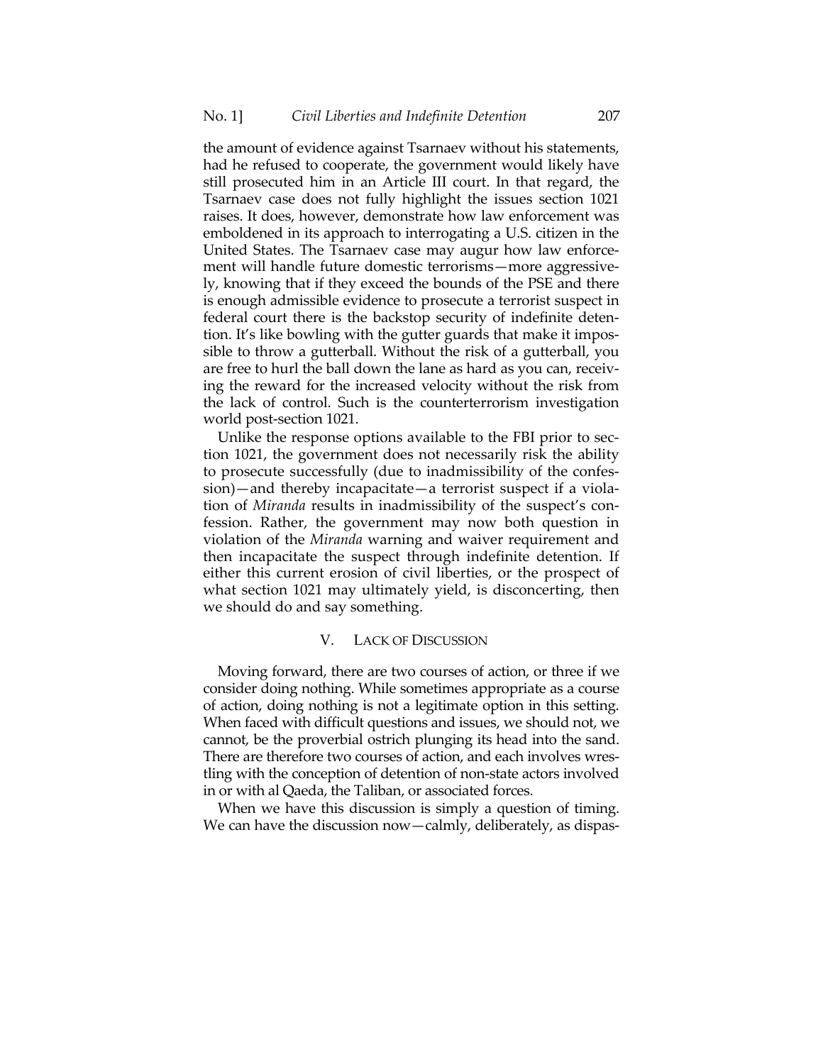the amount of evidence against Tsarnaev without his statements, had he refused to cooperate, the government would likely have still prosecuted him in an Article III court. In that regard, the Tsarnaev case does not fully highlight the issues section 1021 raises. It does, however, demonstrate how law enforcement was emboldened in its approach to interrogating a U.S. citizen in the United States. The Tsarnaev case may augur how law enforcement will handle future domestic terrorisms—more aggressively, knowing that if they exceed the bounds of the PSE and there is enough admissible evidence to prosecute a terrorist suspect in federal court there is the backstop security of indefinite detention. It's like bowling with the gutter guards that make it impossible to throw a gutterball. Without the risk of a gutterball, you are free to hurl the ball down the lane as hard as you can, receiving the reward for the increased velocity without the risk from the lack of control. Such is the counterterrorism investigation world post-section 1021.

Unlike the response options available to the FBI prior to section 1021, the government does not necessarily risk the ability to prosecute successfully (due to inadmissibility of the confession)—and thereby incapacitate—a terrorist suspect if a violation of *Miranda* results in inadmissibility of the suspect's confession. Rather, the government may now both question in violation of the *Miranda* warning and waiver requirement and then incapacitate the suspect through indefinite detention. If either this current erosion of civil liberties, or the prospect of what section 1021 may ultimately yield, is disconcerting, then we should do and say something.

## V. LACK OF DISCUSSION

Moving forward, there are two courses of action, or three if we consider doing nothing. While sometimes appropriate as a course of action, doing nothing is not a legitimate option in this setting. When faced with difficult questions and issues, we should not, we cannot, be the proverbial ostrich plunging its head into the sand. There are therefore two courses of action, and each involves wrestling with the conception of detention of non-state actors involved in or with al Qaeda, the Taliban, or associated forces.

When we have this discussion is simply a question of timing. We can have the discussion now—calmly, deliberately, as dispas-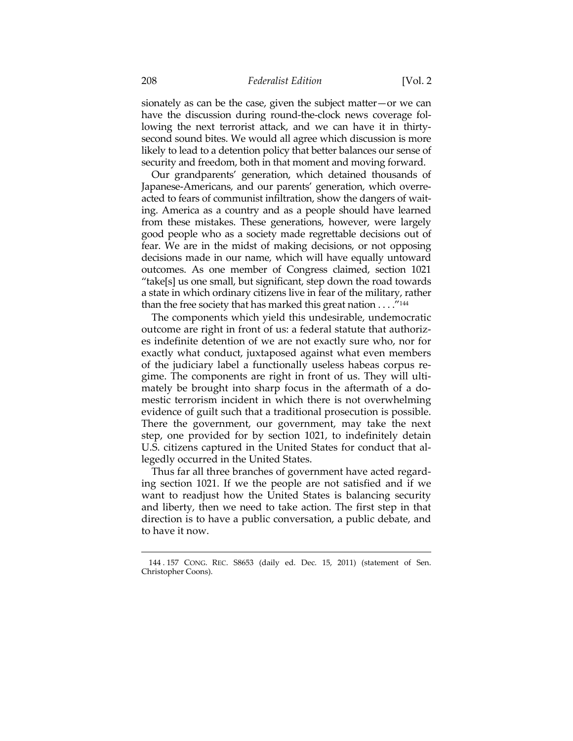sionately as can be the case, given the subject matter—or we can have the discussion during round-the-clock news coverage following the next terrorist attack, and we can have it in thirty-second sound bites. We would all agree which discussion is more likely to lead to a detention policy that better balances our sense of security and freedom, both in that moment and moving forward.

Our grandparents' generation, which detained thousands of Japanese-Americans, and our parents' generation, which overreacted to fears of communist infiltration, show the dangers of waiting. America as a country and as a people should have learned from these mistakes. These generations, however, were largely good people who as a society made regrettable decisions out of fear. We are in the midst of making decisions, or not opposing decisions made in our name, which will have equally untoward outcomes. As one member of Congress claimed, section 1021 "take[s] us one small, but significant, step down the road towards a state in which ordinary citizens live in fear of the military, rather than the free society that has marked this great nation . . . ."[144]

The components which yield this undesirable, undemocratic outcome are right in front of us: a federal statute that authorizes indefinite detention of we are not exactly sure who, nor for exactly what conduct, juxtaposed against what even members of the judiciary label a functionally useless habeas corpus regime. The components are right in front of us. They will ultimately be brought into sharp focus in the aftermath of a domestic terrorism incident in which there is not overwhelming evidence of guilt such that a traditional prosecution is possible. There the government, our government, may take the next step, one provided for by section 1021, to indefinitely detain U.S. citizens captured in the United States for conduct that allegedly occurred in the United States.

Thus far all three branches of government have acted regarding section 1021. If we the people are not satisfied and if we want to readjust how the United States is balancing security and liberty, then we need to take action. The first step in that direction is to have a public conversation, a public debate, and to have it now.

---

144 . 157 CONG. REC. S8653 (daily ed. Dec. 15, 2011) (statement of Sen. Christopher Coons).